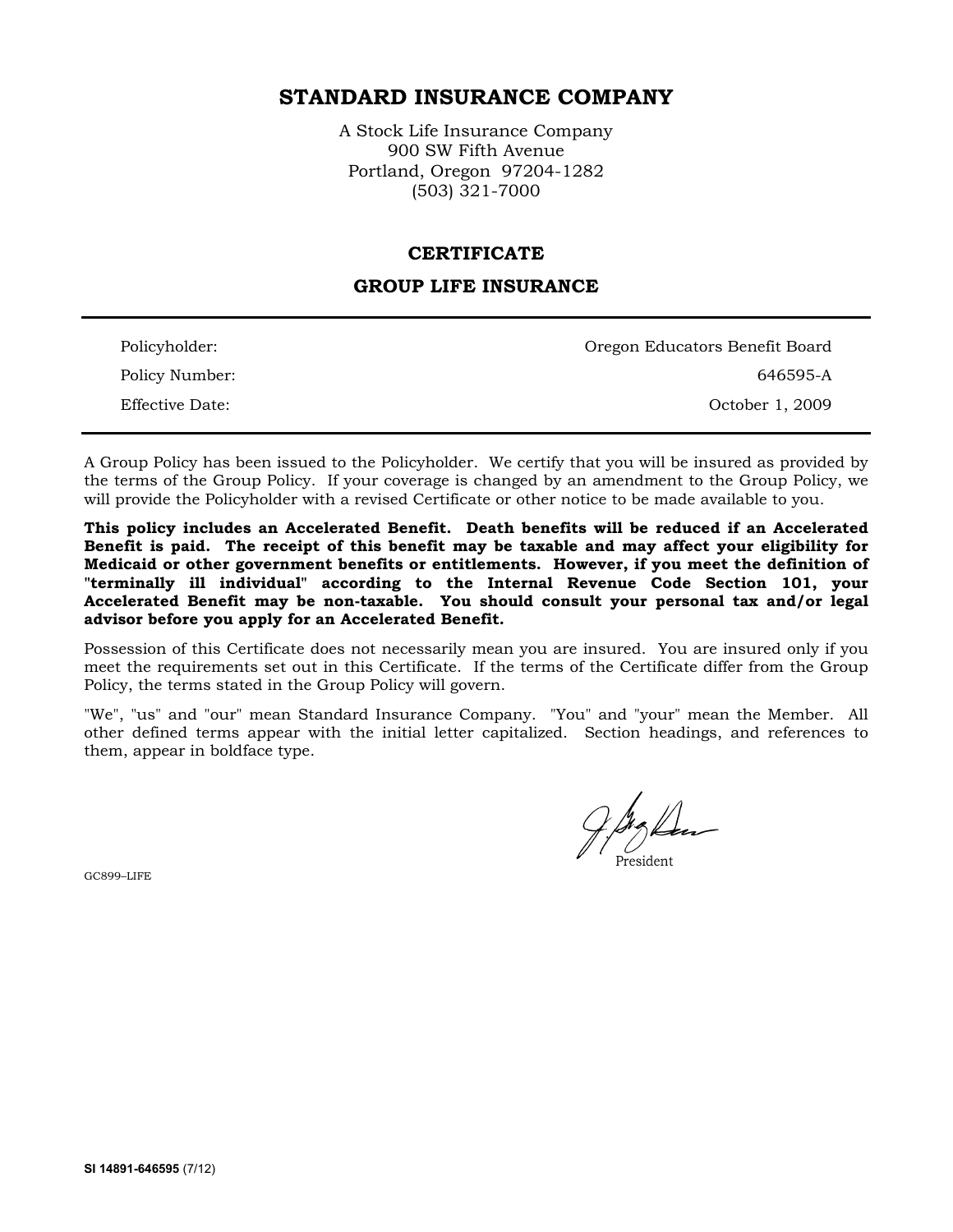# STANDARD INSURANCE COMPANY

A Stock Life Insurance Company
900 SW Fifth Avenue
Portland, Oregon 97204-1282
(503) 321-7000

## CERTIFICATE

## GROUP LIFE INSURANCE

| | |
|---|---|
| Policyholder: | Oregon Educators Benefit Board |
| Policy Number: | 646595-A |
| Effective Date: | October 1, 2009 |

A Group Policy has been issued to the Policyholder. We certify that you will be insured as provided by the terms of the Group Policy. If your coverage is changed by an amendment to the Group Policy, we will provide the Policyholder with a revised Certificate or other notice to be made available to you.

**This policy includes an Accelerated Benefit. Death benefits will be reduced if an Accelerated Benefit is paid. The receipt of this benefit may be taxable and may affect your eligibility for Medicaid or other government benefits or entitlements. However, if you meet the definition of "terminally ill individual" according to the Internal Revenue Code Section 101, your Accelerated Benefit may be non-taxable. You should consult your personal tax and/or legal advisor before you apply for an Accelerated Benefit.**

Possession of this Certificate does not necessarily mean you are insured. You are insured only if you meet the requirements set out in this Certificate. If the terms of the Certificate differ from the Group Policy, the terms stated in the Group Policy will govern.

"We", "us" and "our" mean Standard Insurance Company. "You" and "your" mean the Member. All other defined terms appear with the initial letter capitalized. Section headings, and references to them, appear in boldface type.

President

GC899–LIFE

SI 14891-646595 (7/12)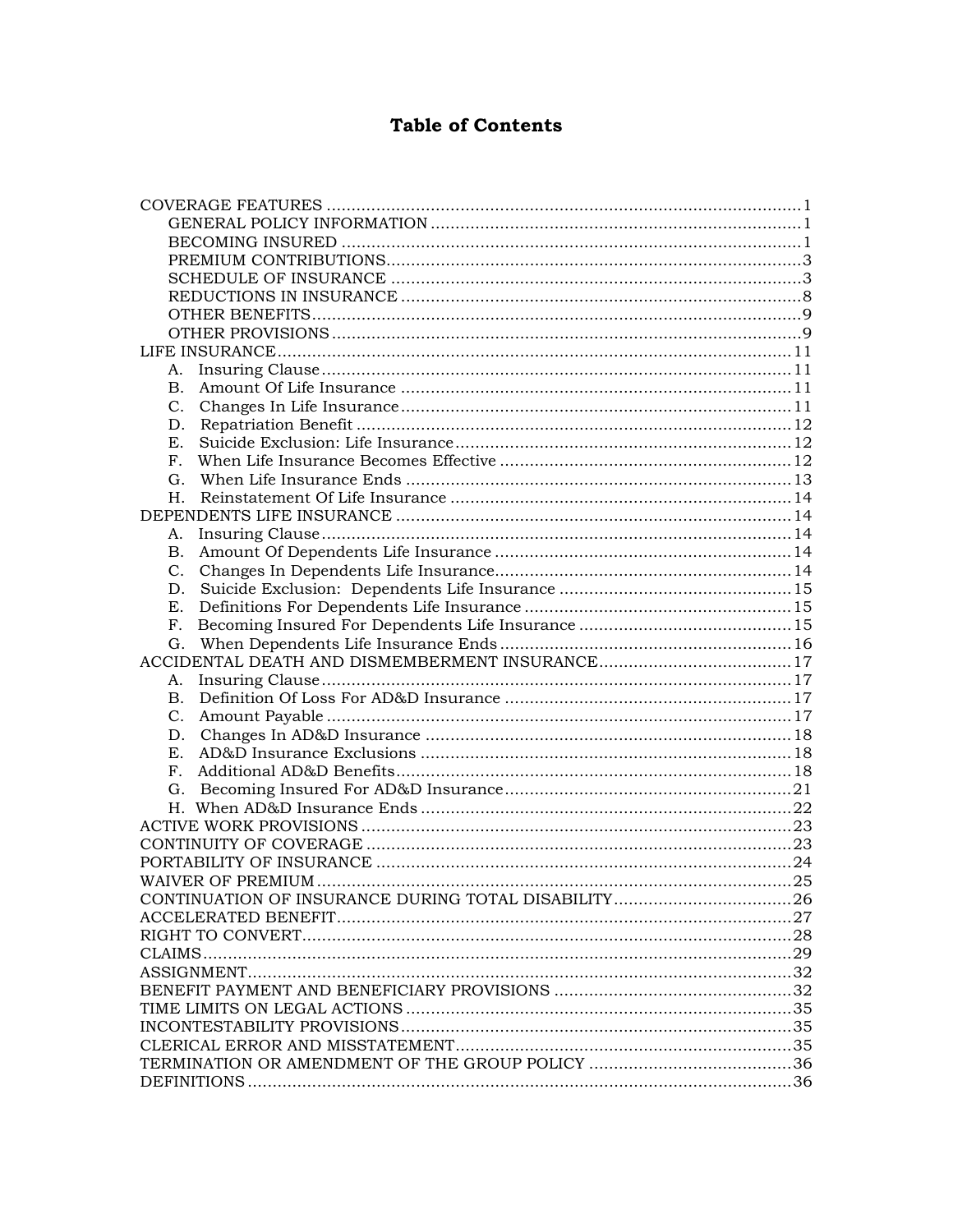# Table of Contents

COVERAGE FEATURES ........................................................................................... 1
- GENERAL POLICY INFORMATION ................................................................. 1
- BECOMING INSURED ......................................................................................... 1
- PREMIUM CONTRIBUTIONS.............................................................................. 3
- SCHEDULE OF INSURANCE ............................................................................. 3
- REDUCTIONS IN INSURANCE ........................................................................... 8
- OTHER BENEFITS............................................................................................... 9
- OTHER PROVISIONS .......................................................................................... 9

LIFE INSURANCE.................................................................................................. 11
- A. Insuring Clause ........................................................................................... 11
- B. Amount Of Life Insurance ........................................................................... 11
- C. Changes In Life Insurance .......................................................................... 11
- D. Repatriation Benefit ................................................................................... 12
- E. Suicide Exclusion: Life Insurance ............................................................... 12
- F. When Life Insurance Becomes Effective ...................................................... 12
- G. When Life Insurance Ends .......................................................................... 13
- H. Reinstatement Of Life Insurance ................................................................. 14

DEPENDENTS LIFE INSURANCE ........................................................................... 14
- A. Insuring Clause ........................................................................................... 14
- B. Amount Of Dependents Life Insurance ....................................................... 14
- C. Changes In Dependents Life Insurance....................................................... 14
- D. Suicide Exclusion: Dependents Life Insurance ........................................... 15
- E. Definitions For Dependents Life Insurance ................................................. 15
- F. Becoming Insured For Dependents Life Insurance ...................................... 15
- G. When Dependents Life Insurance Ends ...................................................... 16

ACCIDENTAL DEATH AND DISMEMBERMENT INSURANCE.................................... 17
- A. Insuring Clause ........................................................................................... 17
- B. Definition Of Loss For AD&D Insurance ..................................................... 17
- C. Amount Payable .......................................................................................... 17
- D. Changes In AD&D Insurance ...................................................................... 18
- E. AD&D Insurance Exclusions ....................................................................... 18
- F. Additional AD&D Benefits............................................................................ 18
- G. Becoming Insured For AD&D Insurance...................................................... 21
- H. When AD&D Insurance Ends ...................................................................... 22

ACTIVE WORK PROVISIONS ................................................................................. 23

CONTINUITY OF COVERAGE ................................................................................. 23

PORTABILITY OF INSURANCE ............................................................................... 24

WAIVER OF PREMIUM .......................................................................................... 25

CONTINUATION OF INSURANCE DURING TOTAL DISABILITY................................ 26

ACCELERATED BENEFIT....................................................................................... 27

RIGHT TO CONVERT............................................................................................. 28

CLAIMS................................................................................................................. 29

ASSIGNMENT......................................................................................................... 32

BENEFIT PAYMENT AND BENEFICIARY PROVISIONS ............................................ 32

TIME LIMITS ON LEGAL ACTIONS ......................................................................... 35

INCONTESTABILITY PROVISIONS.......................................................................... 35

CLERICAL ERROR AND MISSTATEMENT............................................................... 35

TERMINATION OR AMENDMENT OF THE GROUP POLICY .................................... 36

DEFINITIONS ........................................................................................................ 36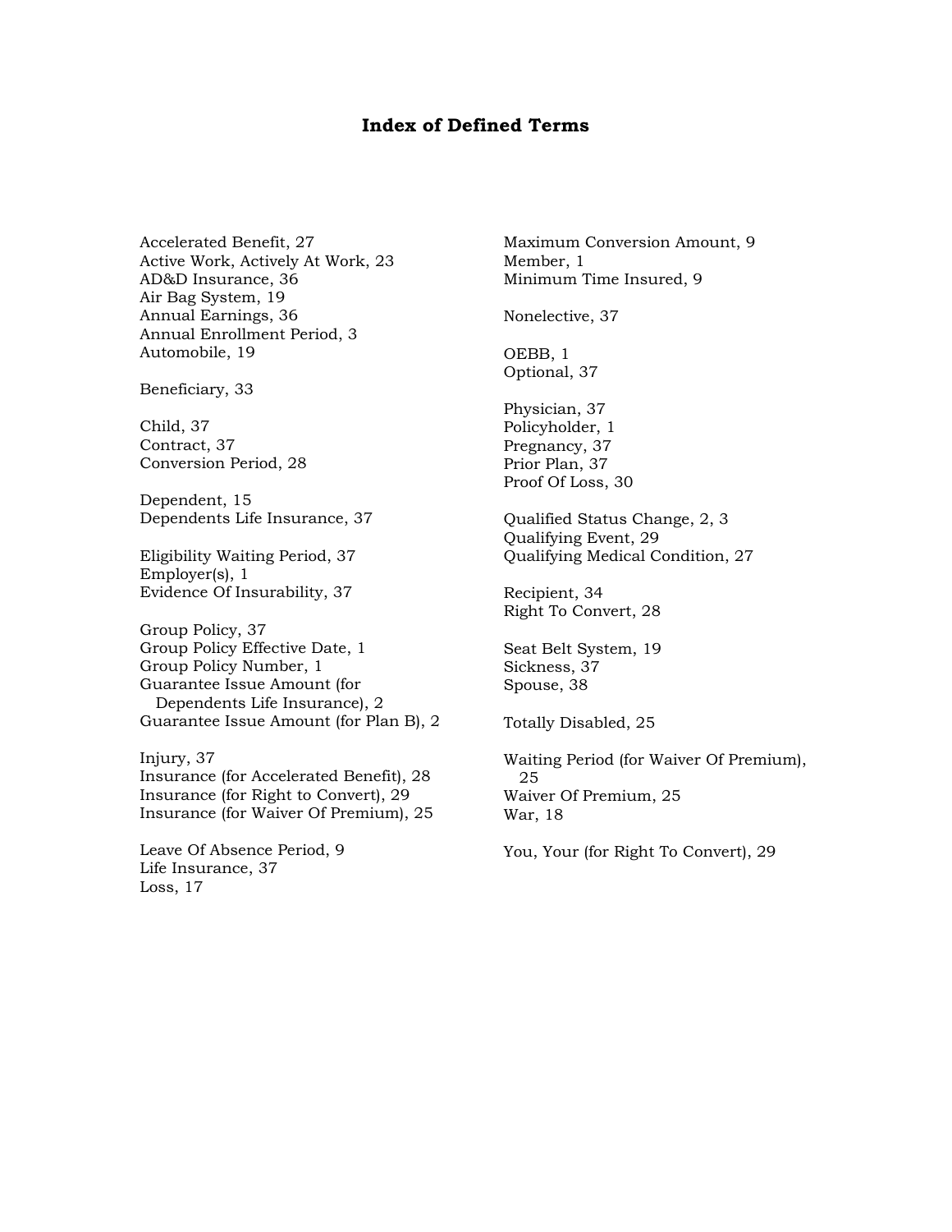# Index of Defined Terms

Accelerated Benefit, 27
Active Work, Actively At Work, 23
AD&D Insurance, 36
Air Bag System, 19
Annual Earnings, 36
Annual Enrollment Period, 3
Automobile, 19

Beneficiary, 33

Child, 37
Contract, 37
Conversion Period, 28

Dependent, 15
Dependents Life Insurance, 37

Eligibility Waiting Period, 37
Employer(s), 1
Evidence Of Insurability, 37

Group Policy, 37
Group Policy Effective Date, 1
Group Policy Number, 1
Guarantee Issue Amount (for Dependents Life Insurance), 2
Guarantee Issue Amount (for Plan B), 2

Injury, 37
Insurance (for Accelerated Benefit), 28
Insurance (for Right to Convert), 29
Insurance (for Waiver Of Premium), 25

Leave Of Absence Period, 9
Life Insurance, 37
Loss, 17

Maximum Conversion Amount, 9
Member, 1
Minimum Time Insured, 9

Nonelective, 37

OEBB, 1
Optional, 37

Physician, 37
Policyholder, 1
Pregnancy, 37
Prior Plan, 37
Proof Of Loss, 30

Qualified Status Change, 2, 3
Qualifying Event, 29
Qualifying Medical Condition, 27

Recipient, 34
Right To Convert, 28

Seat Belt System, 19
Sickness, 37
Spouse, 38

Totally Disabled, 25

Waiting Period (for Waiver Of Premium), 25
Waiver Of Premium, 25
War, 18

You, Your (for Right To Convert), 29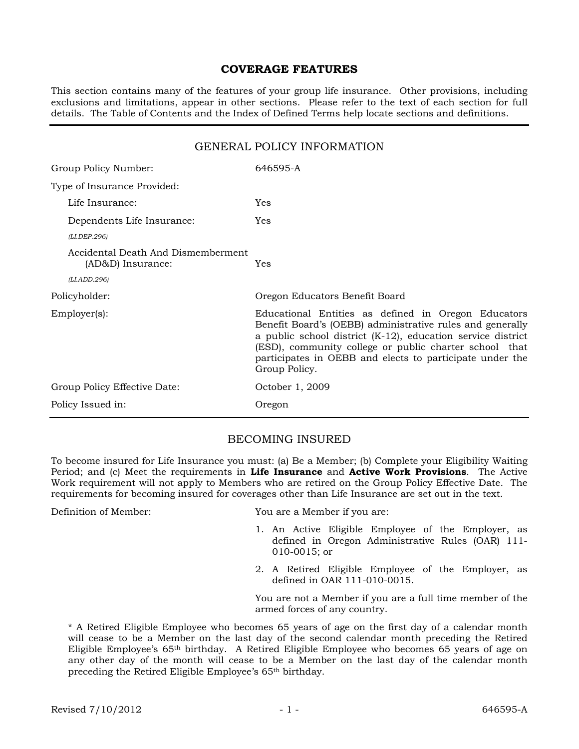# COVERAGE FEATURES

This section contains many of the features of your group life insurance. Other provisions, including exclusions and limitations, appear in other sections. Please refer to the text of each section for full details. The Table of Contents and the Index of Defined Terms help locate sections and definitions.

## GENERAL POLICY INFORMATION

| | |
|---|---|
| Group Policy Number: | 646595-A |
| Type of Insurance Provided: | |
| Life Insurance: | Yes |
| Dependents Life Insurance: *(LI.DEP.296)* | Yes |
| Accidental Death And Dismemberment (AD&D) Insurance: *(LI.ADD.296)* | Yes |
| Policyholder: | Oregon Educators Benefit Board |
| Employer(s): | Educational Entities as defined in Oregon Educators Benefit Board's (OEBB) administrative rules and generally a public school district (K-12), education service district (ESD), community college or public charter school that participates in OEBB and elects to participate under the Group Policy. |
| Group Policy Effective Date: | October 1, 2009 |
| Policy Issued in: | Oregon |

## BECOMING INSURED

To become insured for Life Insurance you must: (a) Be a Member; (b) Complete your Eligibility Waiting Period; and (c) Meet the requirements in **Life Insurance** and **Active Work Provisions**. The Active Work requirement will not apply to Members who are retired on the Group Policy Effective Date. The requirements for becoming insured for coverages other than Life Insurance are set out in the text.

Definition of Member:

You are a Member if you are:

1. An Active Eligible Employee of the Employer, as defined in Oregon Administrative Rules (OAR) 111-010-0015; or
2. A Retired Eligible Employee of the Employer, as defined in OAR 111-010-0015.

You are not a Member if you are a full time member of the armed forces of any country.

* A Retired Eligible Employee who becomes 65 years of age on the first day of a calendar month will cease to be a Member on the last day of the second calendar month preceding the Retired Eligible Employee's 65th birthday. A Retired Eligible Employee who becomes 65 years of age on any other day of the month will cease to be a Member on the last day of the calendar month preceding the Retired Eligible Employee's 65th birthday.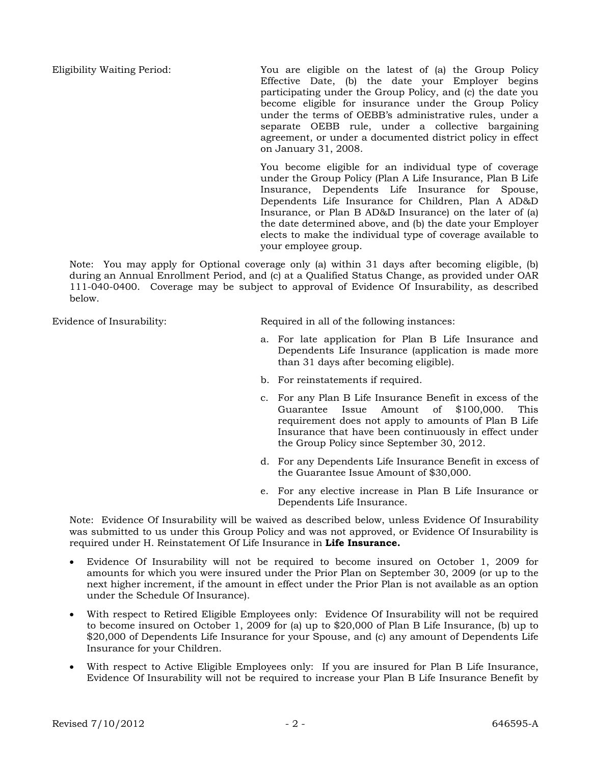Eligibility Waiting Period: You are eligible on the latest of (a) the Group Policy Effective Date, (b) the date your Employer begins participating under the Group Policy, and (c) the date you become eligible for insurance under the Group Policy under the terms of OEBB's administrative rules, under a separate OEBB rule, under a collective bargaining agreement, or under a documented district policy in effect on January 31, 2008.

You become eligible for an individual type of coverage under the Group Policy (Plan A Life Insurance, Plan B Life Insurance, Dependents Life Insurance for Spouse, Dependents Life Insurance for Children, Plan A AD&D Insurance, or Plan B AD&D Insurance) on the later of (a) the date determined above, and (b) the date your Employer elects to make the individual type of coverage available to your employee group.

Note: You may apply for Optional coverage only (a) within 31 days after becoming eligible, (b) during an Annual Enrollment Period, and (c) at a Qualified Status Change, as provided under OAR 111-040-0400. Coverage may be subject to approval of Evidence Of Insurability, as described below.

Evidence of Insurability: Required in all of the following instances:

a. For late application for Plan B Life Insurance and Dependents Life Insurance (application is made more than 31 days after becoming eligible).

b. For reinstatements if required.

c. For any Plan B Life Insurance Benefit in excess of the Guarantee Issue Amount of $100,000. This requirement does not apply to amounts of Plan B Life Insurance that have been continuously in effect under the Group Policy since September 30, 2012.

d. For any Dependents Life Insurance Benefit in excess of the Guarantee Issue Amount of $30,000.

e. For any elective increase in Plan B Life Insurance or Dependents Life Insurance.

Note: Evidence Of Insurability will be waived as described below, unless Evidence Of Insurability was submitted to us under this Group Policy and was not approved, or Evidence Of Insurability is required under H. Reinstatement Of Life Insurance in **Life Insurance.**

- Evidence Of Insurability will not be required to become insured on October 1, 2009 for amounts for which you were insured under the Prior Plan on September 30, 2009 (or up to the next higher increment, if the amount in effect under the Prior Plan is not available as an option under the Schedule Of Insurance).
- With respect to Retired Eligible Employees only: Evidence Of Insurability will not be required to become insured on October 1, 2009 for (a) up to $20,000 of Plan B Life Insurance, (b) up to $20,000 of Dependents Life Insurance for your Spouse, and (c) any amount of Dependents Life Insurance for your Children.
- With respect to Active Eligible Employees only: If you are insured for Plan B Life Insurance, Evidence Of Insurability will not be required to increase your Plan B Life Insurance Benefit by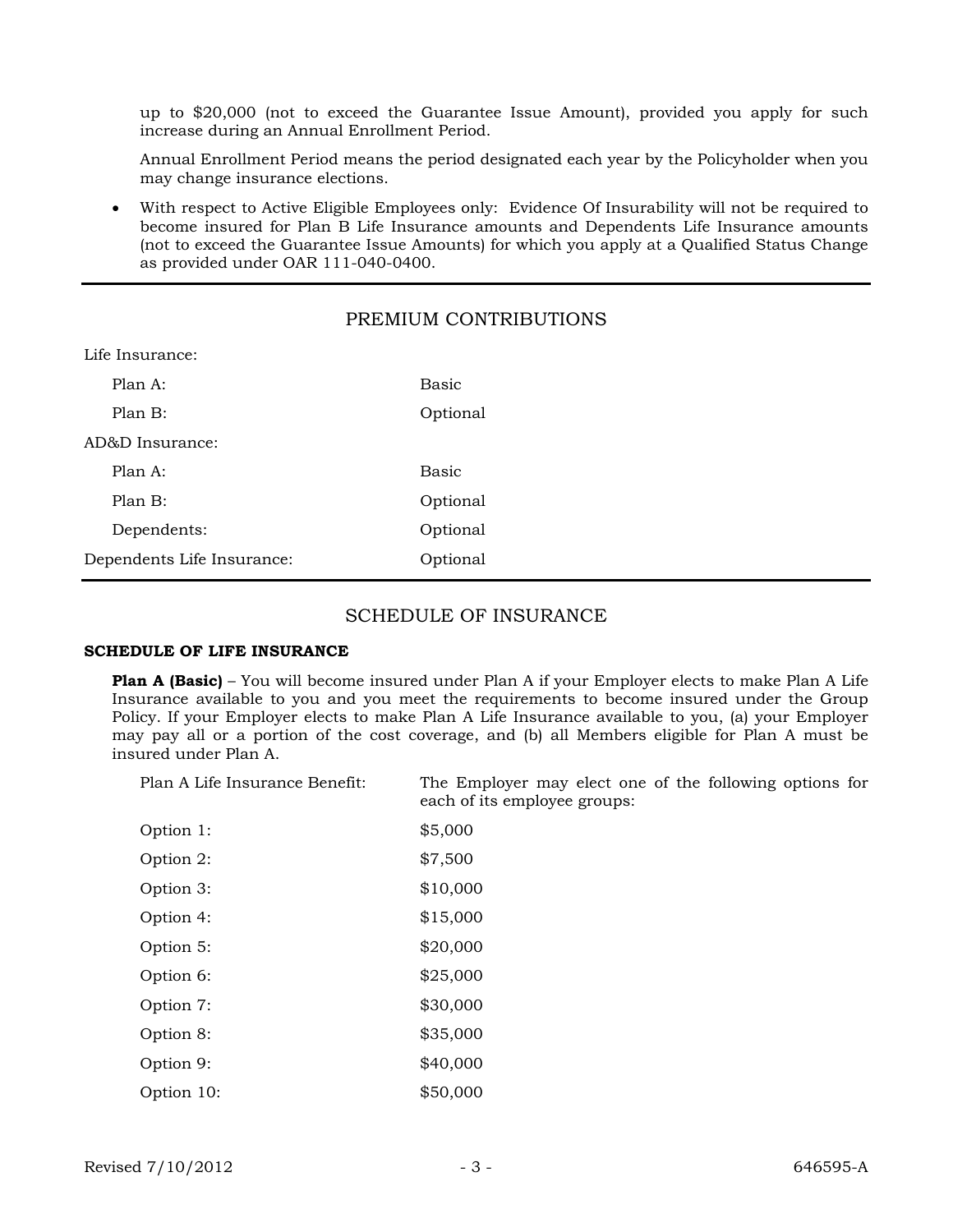up to $20,000 (not to exceed the Guarantee Issue Amount), provided you apply for such increase during an Annual Enrollment Period.

Annual Enrollment Period means the period designated each year by the Policyholder when you may change insurance elections.

- With respect to Active Eligible Employees only: Evidence Of Insurability will not be required to become insured for Plan B Life Insurance amounts and Dependents Life Insurance amounts (not to exceed the Guarantee Issue Amounts) for which you apply at a Qualified Status Change as provided under OAR 111-040-0400.

---

## PREMIUM CONTRIBUTIONS

| | |
|---|---|
| Life Insurance: | |
| Plan A: | Basic |
| Plan B: | Optional |
| AD&D Insurance: | |
| Plan A: | Basic |
| Plan B: | Optional |
| Dependents: | Optional |
| Dependents Life Insurance: | Optional |

---

## SCHEDULE OF INSURANCE

### SCHEDULE OF LIFE INSURANCE

**Plan A (Basic)** – You will become insured under Plan A if your Employer elects to make Plan A Life Insurance available to you and you meet the requirements to become insured under the Group Policy. If your Employer elects to make Plan A Life Insurance available to you, (a) your Employer may pay all or a portion of the cost coverage, and (b) all Members eligible for Plan A must be insured under Plan A.

| | |
|---|---|
| Plan A Life Insurance Benefit: | The Employer may elect one of the following options for each of its employee groups: |
| Option 1: | $5,000 |
| Option 2: | $7,500 |
| Option 3: | $10,000 |
| Option 4: | $15,000 |
| Option 5: | $20,000 |
| Option 6: | $25,000 |
| Option 7: | $30,000 |
| Option 8: | $35,000 |
| Option 9: | $40,000 |
| Option 10: | $50,000 |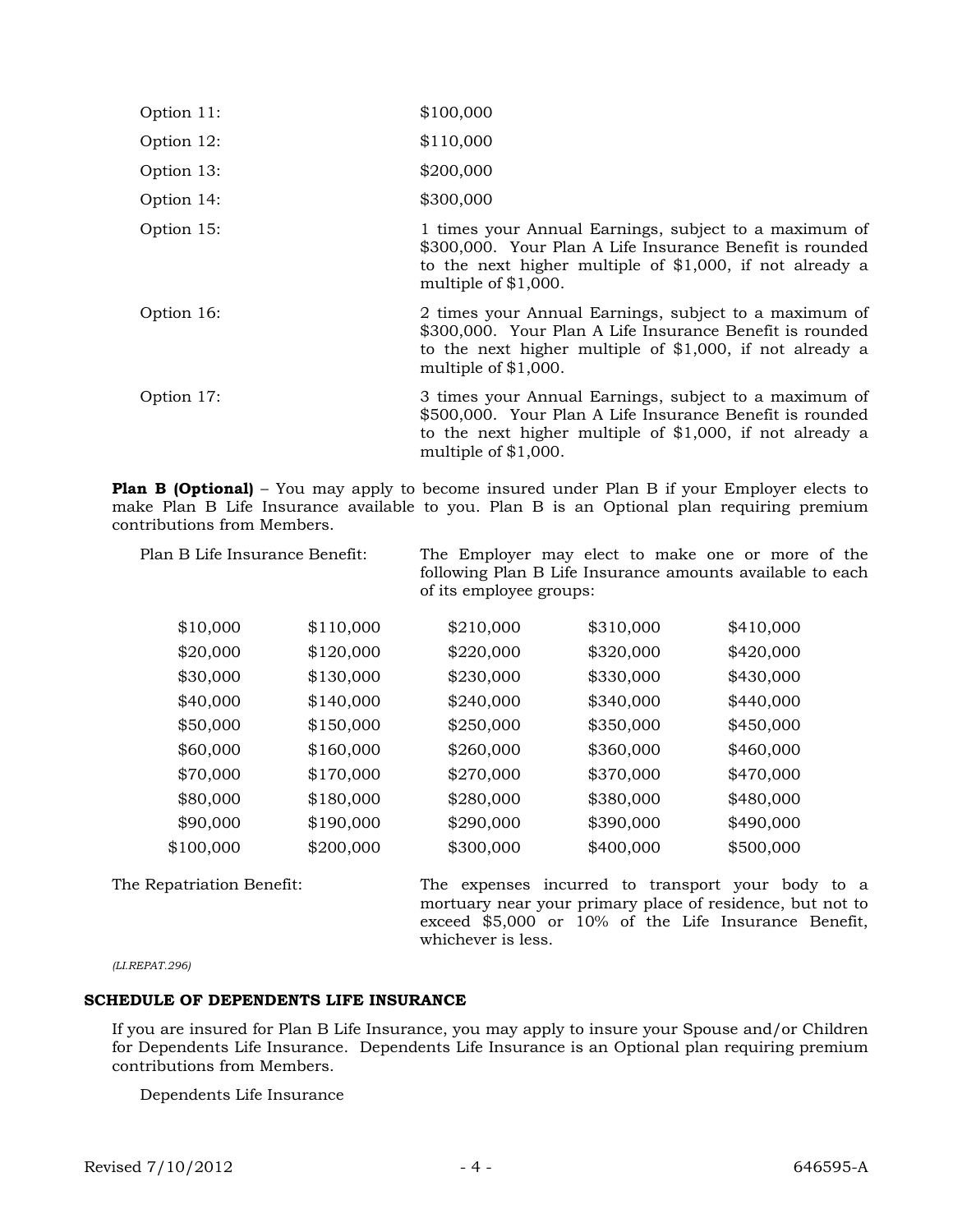| | |
|---|---|
| Option 11: | $100,000 |
| Option 12: | $110,000 |
| Option 13: | $200,000 |
| Option 14: | $300,000 |
| Option 15: | 1 times your Annual Earnings, subject to a maximum of $300,000. Your Plan A Life Insurance Benefit is rounded to the next higher multiple of $1,000, if not already a multiple of $1,000. |
| Option 16: | 2 times your Annual Earnings, subject to a maximum of $300,000. Your Plan A Life Insurance Benefit is rounded to the next higher multiple of $1,000, if not already a multiple of $1,000. |
| Option 17: | 3 times your Annual Earnings, subject to a maximum of $500,000. Your Plan A Life Insurance Benefit is rounded to the next higher multiple of $1,000, if not already a multiple of $1,000. |

**Plan B (Optional)** – You may apply to become insured under Plan B if your Employer elects to make Plan B Life Insurance available to you. Plan B is an Optional plan requiring premium contributions from Members.

Plan B Life Insurance Benefit: The Employer may elect to make one or more of the following Plan B Life Insurance amounts available to each of its employee groups:

| | | | | |
|---|---|---|---|---|
| $10,000 | $110,000 | $210,000 | $310,000 | $410,000 |
| $20,000 | $120,000 | $220,000 | $320,000 | $420,000 |
| $30,000 | $130,000 | $230,000 | $330,000 | $430,000 |
| $40,000 | $140,000 | $240,000 | $340,000 | $440,000 |
| $50,000 | $150,000 | $250,000 | $350,000 | $450,000 |
| $60,000 | $160,000 | $260,000 | $360,000 | $460,000 |
| $70,000 | $170,000 | $270,000 | $370,000 | $470,000 |
| $80,000 | $180,000 | $280,000 | $380,000 | $480,000 |
| $90,000 | $190,000 | $290,000 | $390,000 | $490,000 |
| $100,000 | $200,000 | $300,000 | $400,000 | $500,000 |

The Repatriation Benefit: The expenses incurred to transport your body to a mortuary near your primary place of residence, but not to exceed $5,000 or 10% of the Life Insurance Benefit, whichever is less.

*(LI.REPAT.296)*

### SCHEDULE OF DEPENDENTS LIFE INSURANCE

If you are insured for Plan B Life Insurance, you may apply to insure your Spouse and/or Children for Dependents Life Insurance. Dependents Life Insurance is an Optional plan requiring premium contributions from Members.

Dependents Life Insurance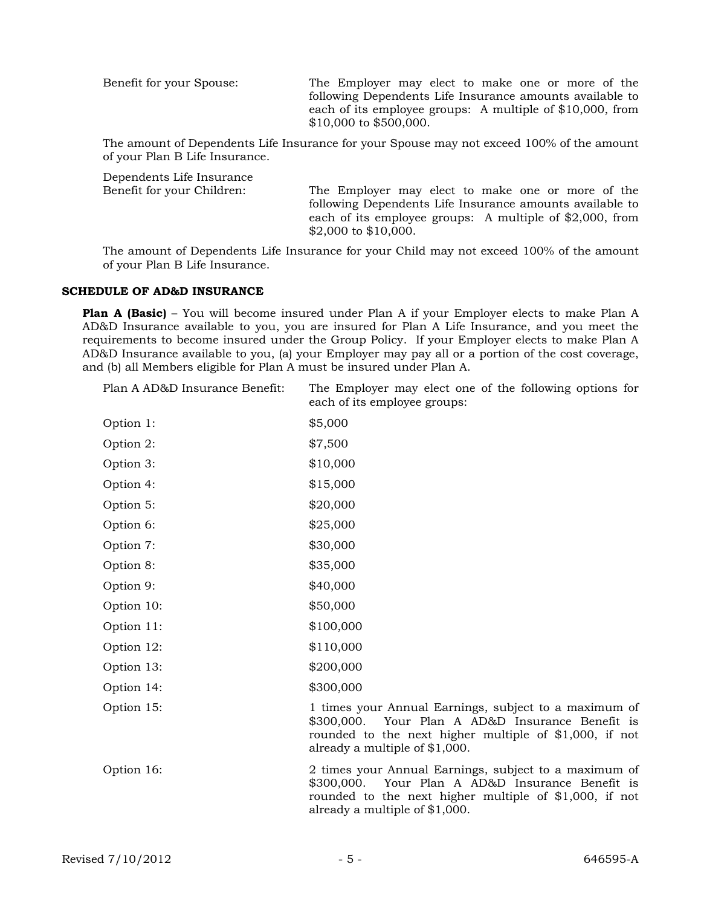Benefit for your Spouse: The Employer may elect to make one or more of the following Dependents Life Insurance amounts available to each of its employee groups: A multiple of $10,000, from $10,000 to $500,000.

The amount of Dependents Life Insurance for your Spouse may not exceed 100% of the amount of your Plan B Life Insurance.

Dependents Life Insurance Benefit for your Children: The Employer may elect to make one or more of the following Dependents Life Insurance amounts available to each of its employee groups: A multiple of $2,000, from $2,000 to $10,000.

The amount of Dependents Life Insurance for your Child may not exceed 100% of the amount of your Plan B Life Insurance.

## SCHEDULE OF AD&D INSURANCE

**Plan A (Basic)** – You will become insured under Plan A if your Employer elects to make Plan A AD&D Insurance available to you, you are insured for Plan A Life Insurance, and you meet the requirements to become insured under the Group Policy. If your Employer elects to make Plan A AD&D Insurance available to you, (a) your Employer may pay all or a portion of the cost coverage, and (b) all Members eligible for Plan A must be insured under Plan A.

Plan A AD&D Insurance Benefit: The Employer may elect one of the following options for each of its employee groups:

| | |
|---|---|
| Option 1: | $5,000 |
| Option 2: | $7,500 |
| Option 3: | $10,000 |
| Option 4: | $15,000 |
| Option 5: | $20,000 |
| Option 6: | $25,000 |
| Option 7: | $30,000 |
| Option 8: | $35,000 |
| Option 9: | $40,000 |
| Option 10: | $50,000 |
| Option 11: | $100,000 |
| Option 12: | $110,000 |
| Option 13: | $200,000 |
| Option 14: | $300,000 |
| Option 15: | 1 times your Annual Earnings, subject to a maximum of $300,000. Your Plan A AD&D Insurance Benefit is rounded to the next higher multiple of $1,000, if not already a multiple of $1,000. |
| Option 16: | 2 times your Annual Earnings, subject to a maximum of $300,000. Your Plan A AD&D Insurance Benefit is rounded to the next higher multiple of $1,000, if not already a multiple of $1,000. |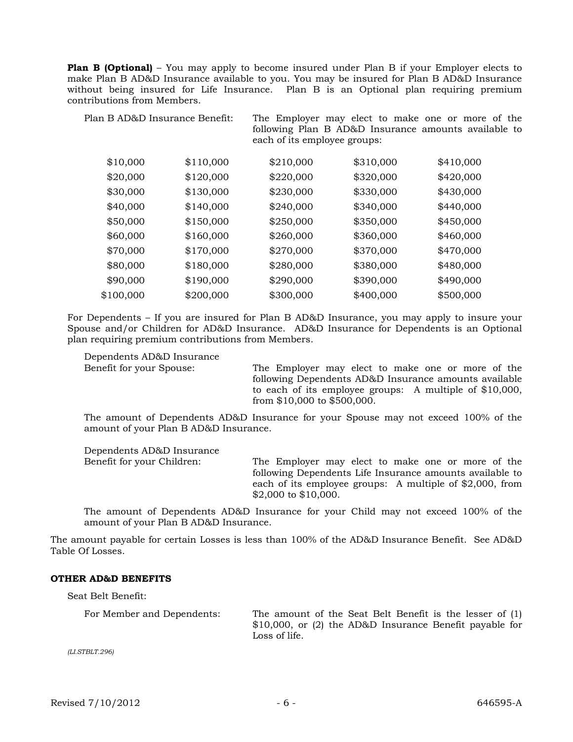**Plan B (Optional)** – You may apply to become insured under Plan B if your Employer elects to make Plan B AD&D Insurance available to you. You may be insured for Plan B AD&D Insurance without being insured for Life Insurance. Plan B is an Optional plan requiring premium contributions from Members.

Plan B AD&D Insurance Benefit: The Employer may elect to make one or more of the following Plan B AD&D Insurance amounts available to each of its employee groups:

| | | | | |
|---|---|---|---|---|
| $10,000 | $110,000 | $210,000 | $310,000 | $410,000 |
| $20,000 | $120,000 | $220,000 | $320,000 | $420,000 |
| $30,000 | $130,000 | $230,000 | $330,000 | $430,000 |
| $40,000 | $140,000 | $240,000 | $340,000 | $440,000 |
| $50,000 | $150,000 | $250,000 | $350,000 | $450,000 |
| $60,000 | $160,000 | $260,000 | $360,000 | $460,000 |
| $70,000 | $170,000 | $270,000 | $370,000 | $470,000 |
| $80,000 | $180,000 | $280,000 | $380,000 | $480,000 |
| $90,000 | $190,000 | $290,000 | $390,000 | $490,000 |
| $100,000 | $200,000 | $300,000 | $400,000 | $500,000 |

For Dependents – If you are insured for Plan B AD&D Insurance, you may apply to insure your Spouse and/or Children for AD&D Insurance. AD&D Insurance for Dependents is an Optional plan requiring premium contributions from Members.

Dependents AD&D Insurance Benefit for your Spouse: The Employer may elect to make one or more of the following Dependents AD&D Insurance amounts available to each of its employee groups: A multiple of $10,000, from $10,000 to $500,000.

The amount of Dependents AD&D Insurance for your Spouse may not exceed 100% of the amount of your Plan B AD&D Insurance.

Dependents AD&D Insurance Benefit for your Children: The Employer may elect to make one or more of the following Dependents Life Insurance amounts available to each of its employee groups: A multiple of $2,000, from $2,000 to $10,000.

The amount of Dependents AD&D Insurance for your Child may not exceed 100% of the amount of your Plan B AD&D Insurance.

The amount payable for certain Losses is less than 100% of the AD&D Insurance Benefit. See AD&D Table Of Losses.

**OTHER AD&D BENEFITS**

Seat Belt Benefit:

For Member and Dependents: The amount of the Seat Belt Benefit is the lesser of (1) $10,000, or (2) the AD&D Insurance Benefit payable for Loss of life.

*(LI.STBLT.296)*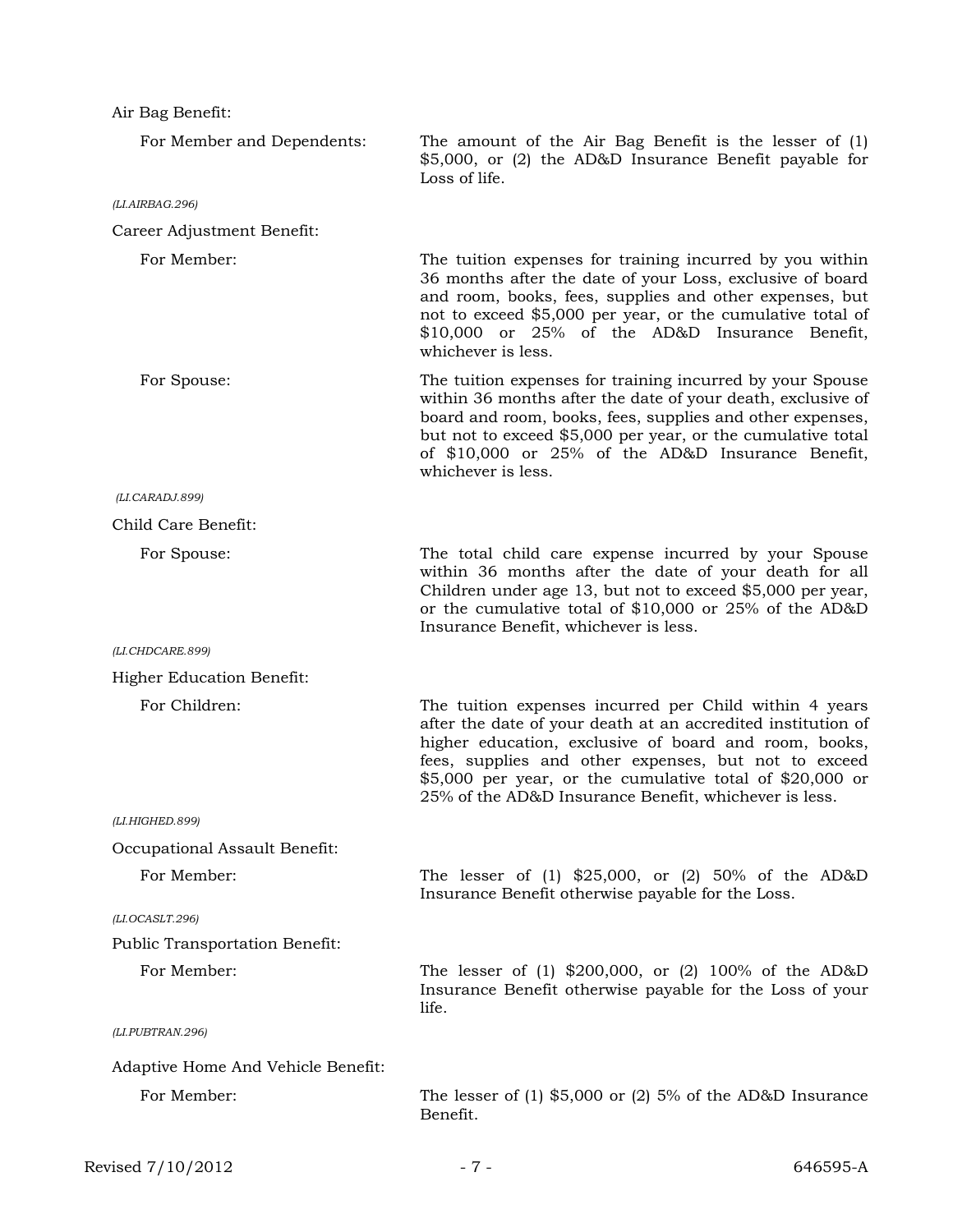Air Bag Benefit:

For Member and Dependents: The amount of the Air Bag Benefit is the lesser of (1) $5,000, or (2) the AD&D Insurance Benefit payable for Loss of life.

*(LI.AIRBAG.296)*

Career Adjustment Benefit:

For Member: The tuition expenses for training incurred by you within 36 months after the date of your Loss, exclusive of board and room, books, fees, supplies and other expenses, but not to exceed $5,000 per year, or the cumulative total of $10,000 or 25% of the AD&D Insurance Benefit, whichever is less.

For Spouse: The tuition expenses for training incurred by your Spouse within 36 months after the date of your death, exclusive of board and room, books, fees, supplies and other expenses, but not to exceed $5,000 per year, or the cumulative total of $10,000 or 25% of the AD&D Insurance Benefit, whichever is less.

*(LI.CARADJ.899)*

Child Care Benefit:

For Spouse: The total child care expense incurred by your Spouse within 36 months after the date of your death for all Children under age 13, but not to exceed $5,000 per year, or the cumulative total of $10,000 or 25% of the AD&D Insurance Benefit, whichever is less.

*(LI.CHDCARE.899)*

Higher Education Benefit:

For Children: The tuition expenses incurred per Child within 4 years after the date of your death at an accredited institution of higher education, exclusive of board and room, books, fees, supplies and other expenses, but not to exceed $5,000 per year, or the cumulative total of $20,000 or 25% of the AD&D Insurance Benefit, whichever is less.

*(LI.HIGHED.899)*

Occupational Assault Benefit:

For Member: The lesser of (1) $25,000, or (2) 50% of the AD&D Insurance Benefit otherwise payable for the Loss.

*(LI.OCASLT.296)*

Public Transportation Benefit:

For Member: The lesser of (1) $200,000, or (2) 100% of the AD&D Insurance Benefit otherwise payable for the Loss of your life.

*(LI.PUBTRAN.296)*

Adaptive Home And Vehicle Benefit:

For Member: The lesser of (1) $5,000 or (2) 5% of the AD&D Insurance Benefit.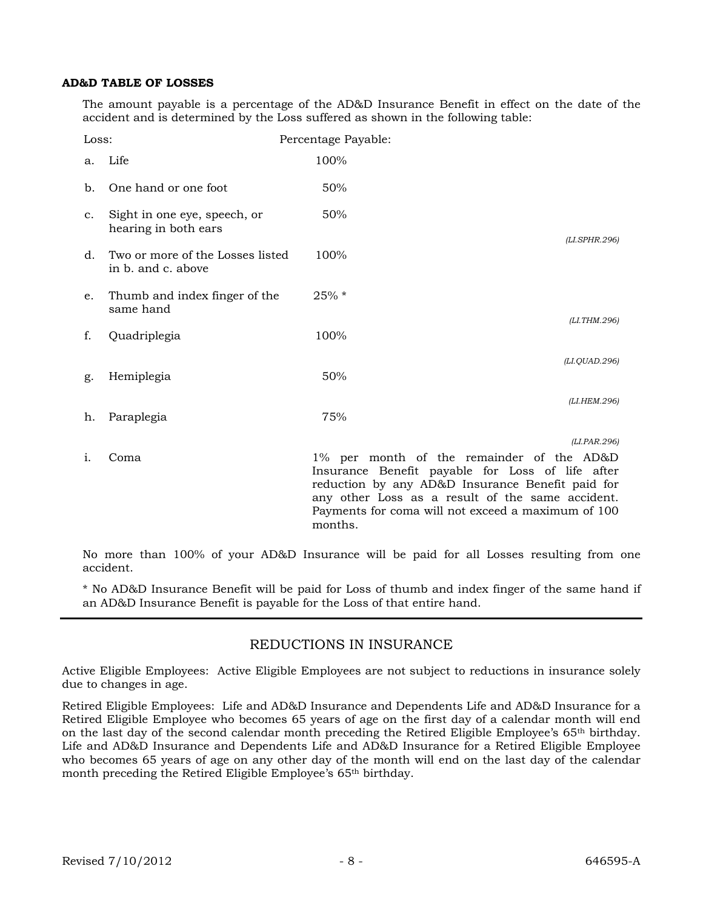**AD&D TABLE OF LOSSES**

The amount payable is a percentage of the AD&D Insurance Benefit in effect on the date of the accident and is determined by the Loss suffered as shown in the following table:

| | Loss: | Percentage Payable: |
|---|---|---|
| a. | Life | 100% |
| b. | One hand or one foot | 50% |
| c. | Sight in one eye, speech, or hearing in both ears | 50% |
| d. | Two or more of the Losses listed in b. and c. above | 100% |
| e. | Thumb and index finger of the same hand | 25% * |
| f. | Quadriplegia | 100% |
| g. | Hemiplegia | 50% |
| h. | Paraplegia | 75% |
| i. | Coma | 1% per month of the remainder of the AD&D Insurance Benefit payable for Loss of life after reduction by any AD&D Insurance Benefit paid for any other Loss as a result of the same accident. Payments for coma will not exceed a maximum of 100 months. |

*(LI.SPHR.296)*

*(LI.THM.296)*

*(LI.QUAD.296)*

*(LI.HEM.296)*

*(LI.PAR.296)*

No more than 100% of your AD&D Insurance will be paid for all Losses resulting from one accident.

* No AD&D Insurance Benefit will be paid for Loss of thumb and index finger of the same hand if an AD&D Insurance Benefit is payable for the Loss of that entire hand.

## REDUCTIONS IN INSURANCE

Active Eligible Employees: Active Eligible Employees are not subject to reductions in insurance solely due to changes in age.

Retired Eligible Employees: Life and AD&D Insurance and Dependents Life and AD&D Insurance for a Retired Eligible Employee who becomes 65 years of age on the first day of a calendar month will end on the last day of the second calendar month preceding the Retired Eligible Employee's 65th birthday. Life and AD&D Insurance and Dependents Life and AD&D Insurance for a Retired Eligible Employee who becomes 65 years of age on any other day of the month will end on the last day of the calendar month preceding the Retired Eligible Employee's 65th birthday.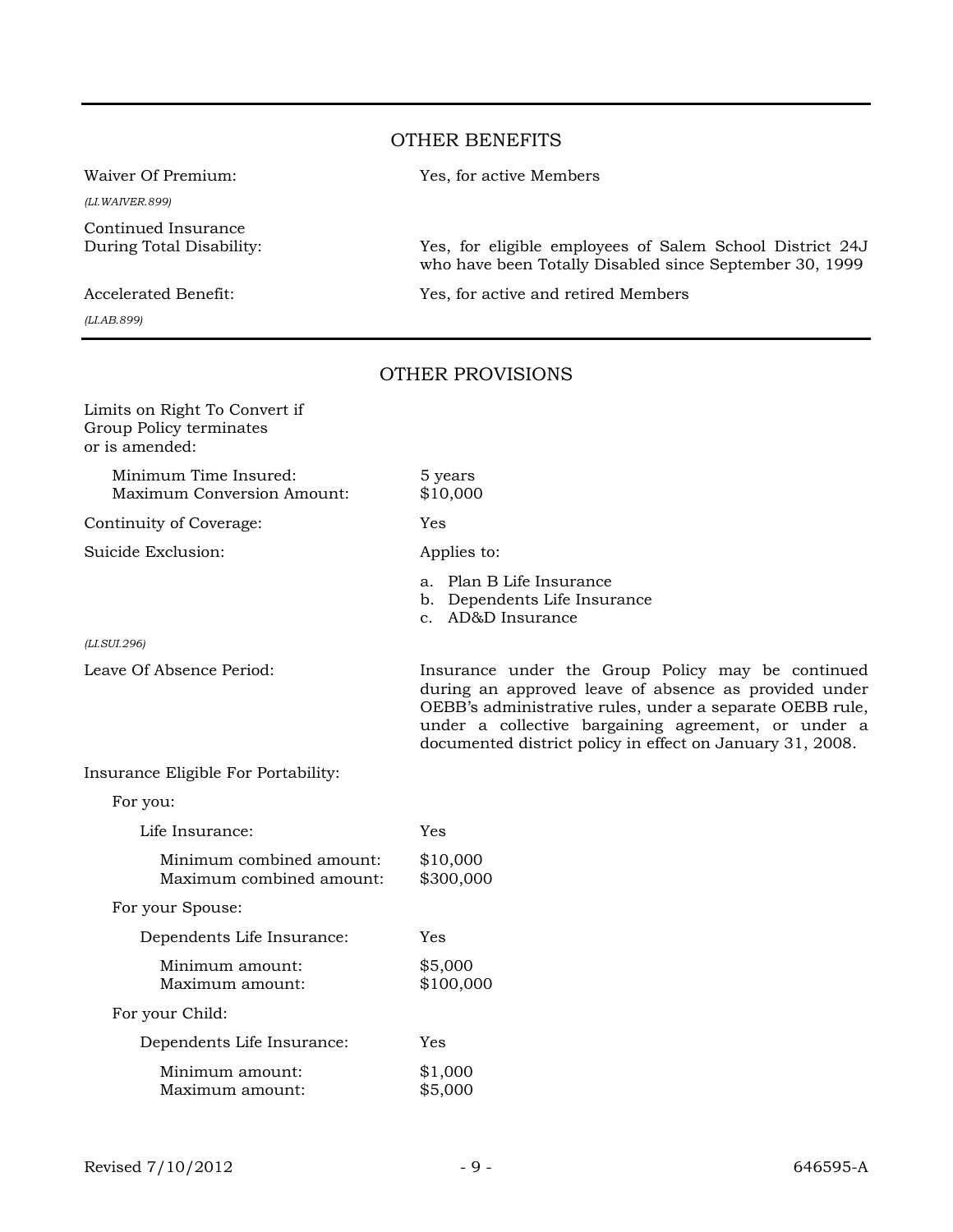## OTHER BENEFITS

Waiver Of Premium: Yes, for active Members

*(LI.WAIVER.899)*

Continued Insurance During Total Disability: Yes, for eligible employees of Salem School District 24J who have been Totally Disabled since September 30, 1999

Accelerated Benefit: Yes, for active and retired Members

*(LI.AB.899)*

## OTHER PROVISIONS

Limits on Right To Convert if Group Policy terminates or is amended:

- Minimum Time Insured: 5 years
- Maximum Conversion Amount: $10,000

Continuity of Coverage: Yes

Suicide Exclusion: Applies to:

a. Plan B Life Insurance
b. Dependents Life Insurance
c. AD&D Insurance

*(LI.SUI.296)*

Leave Of Absence Period: Insurance under the Group Policy may be continued during an approved leave of absence as provided under OEBB's administrative rules, under a separate OEBB rule, under a collective bargaining agreement, or under a documented district policy in effect on January 31, 2008.

Insurance Eligible For Portability:

For you:

- Life Insurance: Yes
  - Minimum combined amount: $10,000
  - Maximum combined amount: $300,000

For your Spouse:

- Dependents Life Insurance: Yes
  - Minimum amount: $5,000
  - Maximum amount: $100,000

For your Child:

- Dependents Life Insurance: Yes
  - Minimum amount: $1,000
  - Maximum amount: $5,000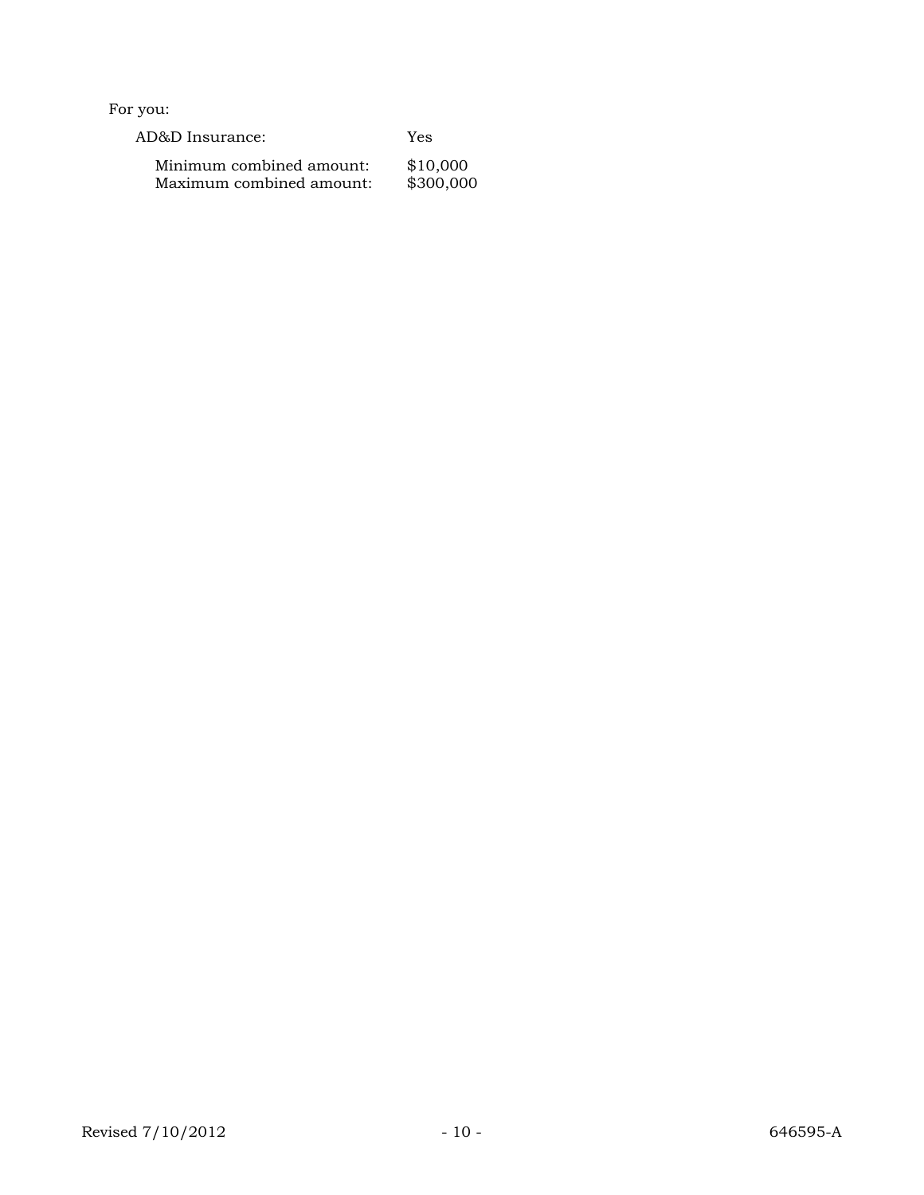For you:

| | |
|---|---|
| AD&D Insurance: | Yes |
| Minimum combined amount: | $10,000 |
| Maximum combined amount: | $300,000 |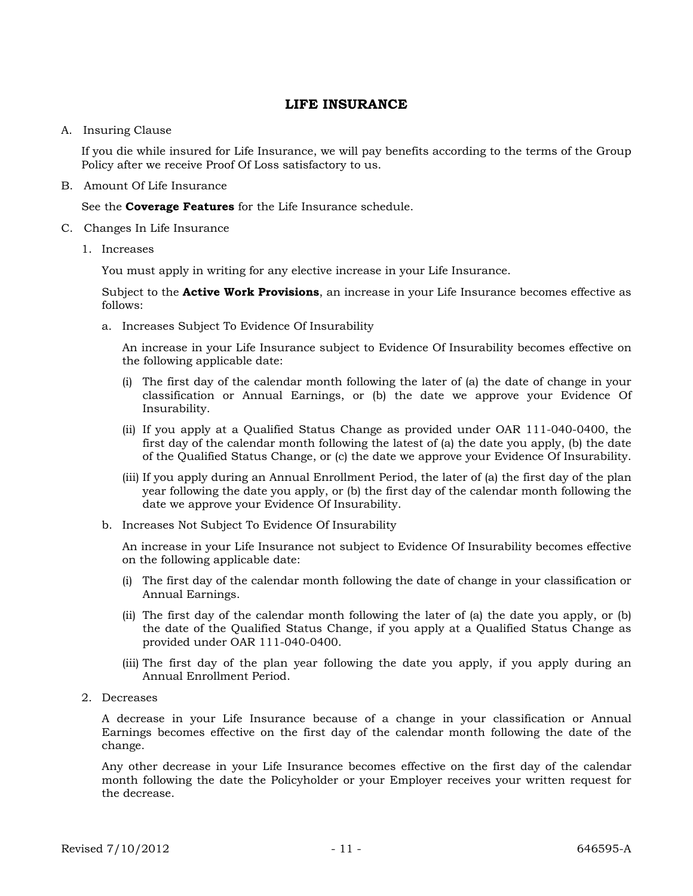# LIFE INSURANCE

A. Insuring Clause

If you die while insured for Life Insurance, we will pay benefits according to the terms of the Group Policy after we receive Proof Of Loss satisfactory to us.

B. Amount Of Life Insurance

See the **Coverage Features** for the Life Insurance schedule.

C. Changes In Life Insurance

1. Increases

   You must apply in writing for any elective increase in your Life Insurance.

   Subject to the **Active Work Provisions**, an increase in your Life Insurance becomes effective as follows:

   a. Increases Subject To Evidence Of Insurability

      An increase in your Life Insurance subject to Evidence Of Insurability becomes effective on the following applicable date:

      (i) The first day of the calendar month following the later of (a) the date of change in your classification or Annual Earnings, or (b) the date we approve your Evidence Of Insurability.

      (ii) If you apply at a Qualified Status Change as provided under OAR 111-040-0400, the first day of the calendar month following the latest of (a) the date you apply, (b) the date of the Qualified Status Change, or (c) the date we approve your Evidence Of Insurability.

      (iii) If you apply during an Annual Enrollment Period, the later of (a) the first day of the plan year following the date you apply, or (b) the first day of the calendar month following the date we approve your Evidence Of Insurability.

   b. Increases Not Subject To Evidence Of Insurability

      An increase in your Life Insurance not subject to Evidence Of Insurability becomes effective on the following applicable date:

      (i) The first day of the calendar month following the date of change in your classification or Annual Earnings.

      (ii) The first day of the calendar month following the later of (a) the date you apply, or (b) the date of the Qualified Status Change, if you apply at a Qualified Status Change as provided under OAR 111-040-0400.

      (iii) The first day of the plan year following the date you apply, if you apply during an Annual Enrollment Period.

2. Decreases

   A decrease in your Life Insurance because of a change in your classification or Annual Earnings becomes effective on the first day of the calendar month following the date of the change.

   Any other decrease in your Life Insurance becomes effective on the first day of the calendar month following the date the Policyholder or your Employer receives your written request for the decrease.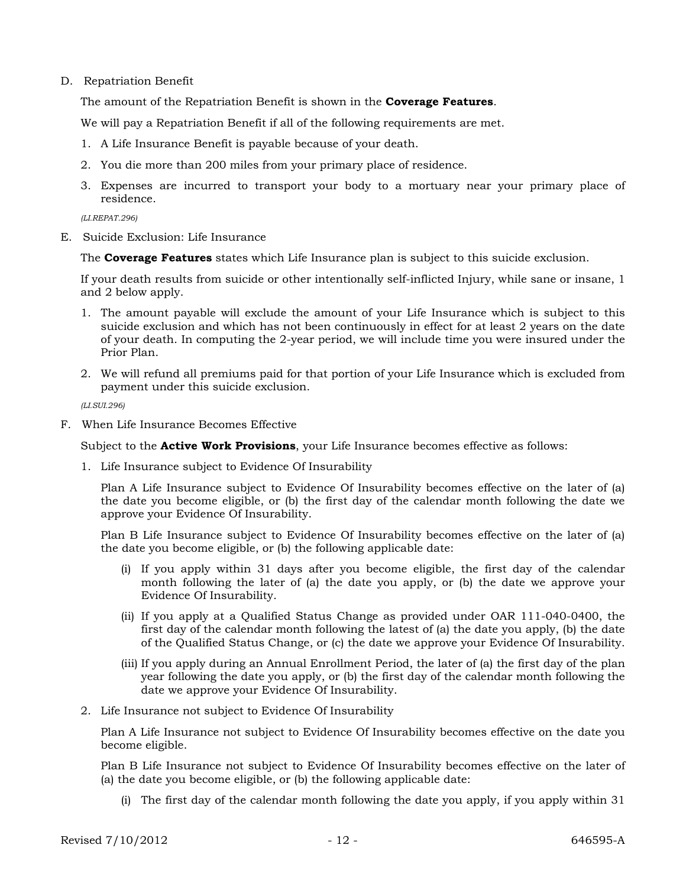D. Repatriation Benefit

The amount of the Repatriation Benefit is shown in the **Coverage Features**.

We will pay a Repatriation Benefit if all of the following requirements are met.

1. A Life Insurance Benefit is payable because of your death.
2. You die more than 200 miles from your primary place of residence.
3. Expenses are incurred to transport your body to a mortuary near your primary place of residence.

*(LI.REPAT.296)*

E. Suicide Exclusion: Life Insurance

The **Coverage Features** states which Life Insurance plan is subject to this suicide exclusion.

If your death results from suicide or other intentionally self-inflicted Injury, while sane or insane, 1 and 2 below apply.

1. The amount payable will exclude the amount of your Life Insurance which is subject to this suicide exclusion and which has not been continuously in effect for at least 2 years on the date of your death. In computing the 2-year period, we will include time you were insured under the Prior Plan.
2. We will refund all premiums paid for that portion of your Life Insurance which is excluded from payment under this suicide exclusion.

*(LI.SUI.296)*

F. When Life Insurance Becomes Effective

Subject to the **Active Work Provisions**, your Life Insurance becomes effective as follows:

1. Life Insurance subject to Evidence Of Insurability

   Plan A Life Insurance subject to Evidence Of Insurability becomes effective on the later of (a) the date you become eligible, or (b) the first day of the calendar month following the date we approve your Evidence Of Insurability.

   Plan B Life Insurance subject to Evidence Of Insurability becomes effective on the later of (a) the date you become eligible, or (b) the following applicable date:

   (i) If you apply within 31 days after you become eligible, the first day of the calendar month following the later of (a) the date you apply, or (b) the date we approve your Evidence Of Insurability.

   (ii) If you apply at a Qualified Status Change as provided under OAR 111-040-0400, the first day of the calendar month following the latest of (a) the date you apply, (b) the date of the Qualified Status Change, or (c) the date we approve your Evidence Of Insurability.

   (iii) If you apply during an Annual Enrollment Period, the later of (a) the first day of the plan year following the date you apply, or (b) the first day of the calendar month following the date we approve your Evidence Of Insurability.

2. Life Insurance not subject to Evidence Of Insurability

   Plan A Life Insurance not subject to Evidence Of Insurability becomes effective on the date you become eligible.

   Plan B Life Insurance not subject to Evidence Of Insurability becomes effective on the later of (a) the date you become eligible, or (b) the following applicable date:

   (i) The first day of the calendar month following the date you apply, if you apply within 31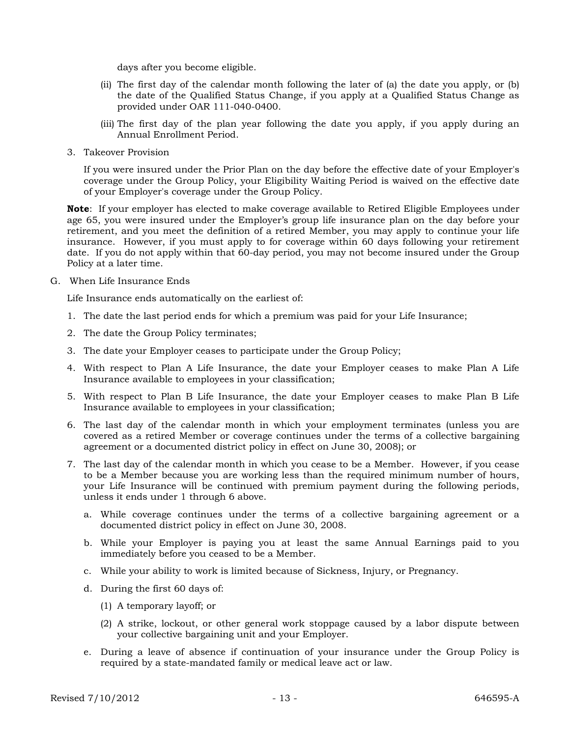days after you become eligible.

(ii) The first day of the calendar month following the later of (a) the date you apply, or (b) the date of the Qualified Status Change, if you apply at a Qualified Status Change as provided under OAR 111-040-0400.

(iii) The first day of the plan year following the date you apply, if you apply during an Annual Enrollment Period.

3. Takeover Provision

   If you were insured under the Prior Plan on the day before the effective date of your Employer's coverage under the Group Policy, your Eligibility Waiting Period is waived on the effective date of your Employer's coverage under the Group Policy.

**Note**: If your employer has elected to make coverage available to Retired Eligible Employees under age 65, you were insured under the Employer's group life insurance plan on the day before your retirement, and you meet the definition of a retired Member, you may apply to continue your life insurance. However, if you must apply to for coverage within 60 days following your retirement date. If you do not apply within that 60-day period, you may not become insured under the Group Policy at a later time.

G. When Life Insurance Ends

Life Insurance ends automatically on the earliest of:

1. The date the last period ends for which a premium was paid for your Life Insurance;
2. The date the Group Policy terminates;
3. The date your Employer ceases to participate under the Group Policy;
4. With respect to Plan A Life Insurance, the date your Employer ceases to make Plan A Life Insurance available to employees in your classification;
5. With respect to Plan B Life Insurance, the date your Employer ceases to make Plan B Life Insurance available to employees in your classification;
6. The last day of the calendar month in which your employment terminates (unless you are covered as a retired Member or coverage continues under the terms of a collective bargaining agreement or a documented district policy in effect on June 30, 2008); or
7. The last day of the calendar month in which you cease to be a Member. However, if you cease to be a Member because you are working less than the required minimum number of hours, your Life Insurance will be continued with premium payment during the following periods, unless it ends under 1 through 6 above.

   a. While coverage continues under the terms of a collective bargaining agreement or a documented district policy in effect on June 30, 2008.

   b. While your Employer is paying you at least the same Annual Earnings paid to you immediately before you ceased to be a Member.

   c. While your ability to work is limited because of Sickness, Injury, or Pregnancy.

   d. During the first 60 days of:

      (1) A temporary layoff; or

      (2) A strike, lockout, or other general work stoppage caused by a labor dispute between your collective bargaining unit and your Employer.

   e. During a leave of absence if continuation of your insurance under the Group Policy is required by a state-mandated family or medical leave act or law.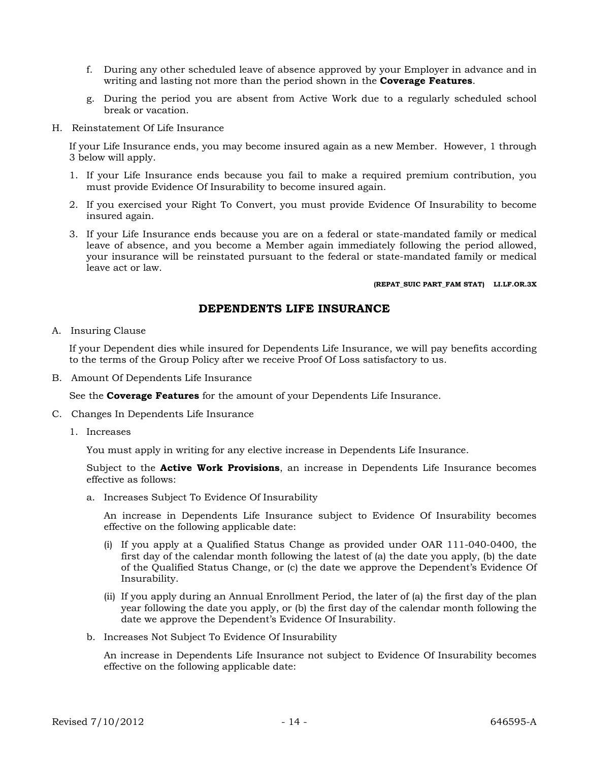f. During any other scheduled leave of absence approved by your Employer in advance and in writing and lasting not more than the period shown in the **Coverage Features**.

g. During the period you are absent from Active Work due to a regularly scheduled school break or vacation.

H. Reinstatement Of Life Insurance

If your Life Insurance ends, you may become insured again as a new Member. However, 1 through 3 below will apply.

1. If your Life Insurance ends because you fail to make a required premium contribution, you must provide Evidence Of Insurability to become insured again.

2. If you exercised your Right To Convert, you must provide Evidence Of Insurability to become insured again.

3. If your Life Insurance ends because you are on a federal or state-mandated family or medical leave of absence, and you become a Member again immediately following the period allowed, your insurance will be reinstated pursuant to the federal or state-mandated family or medical leave act or law.

**(REPAT_SUIC PART_FAM STAT) LI.LF.OR.3X**

## DEPENDENTS LIFE INSURANCE

A. Insuring Clause

If your Dependent dies while insured for Dependents Life Insurance, we will pay benefits according to the terms of the Group Policy after we receive Proof Of Loss satisfactory to us.

B. Amount Of Dependents Life Insurance

See the **Coverage Features** for the amount of your Dependents Life Insurance.

C. Changes In Dependents Life Insurance

1. Increases

You must apply in writing for any elective increase in Dependents Life Insurance.

Subject to the **Active Work Provisions**, an increase in Dependents Life Insurance becomes effective as follows:

a. Increases Subject To Evidence Of Insurability

An increase in Dependents Life Insurance subject to Evidence Of Insurability becomes effective on the following applicable date:

(i) If you apply at a Qualified Status Change as provided under OAR 111-040-0400, the first day of the calendar month following the latest of (a) the date you apply, (b) the date of the Qualified Status Change, or (c) the date we approve the Dependent's Evidence Of Insurability.

(ii) If you apply during an Annual Enrollment Period, the later of (a) the first day of the plan year following the date you apply, or (b) the first day of the calendar month following the date we approve the Dependent's Evidence Of Insurability.

b. Increases Not Subject To Evidence Of Insurability

An increase in Dependents Life Insurance not subject to Evidence Of Insurability becomes effective on the following applicable date: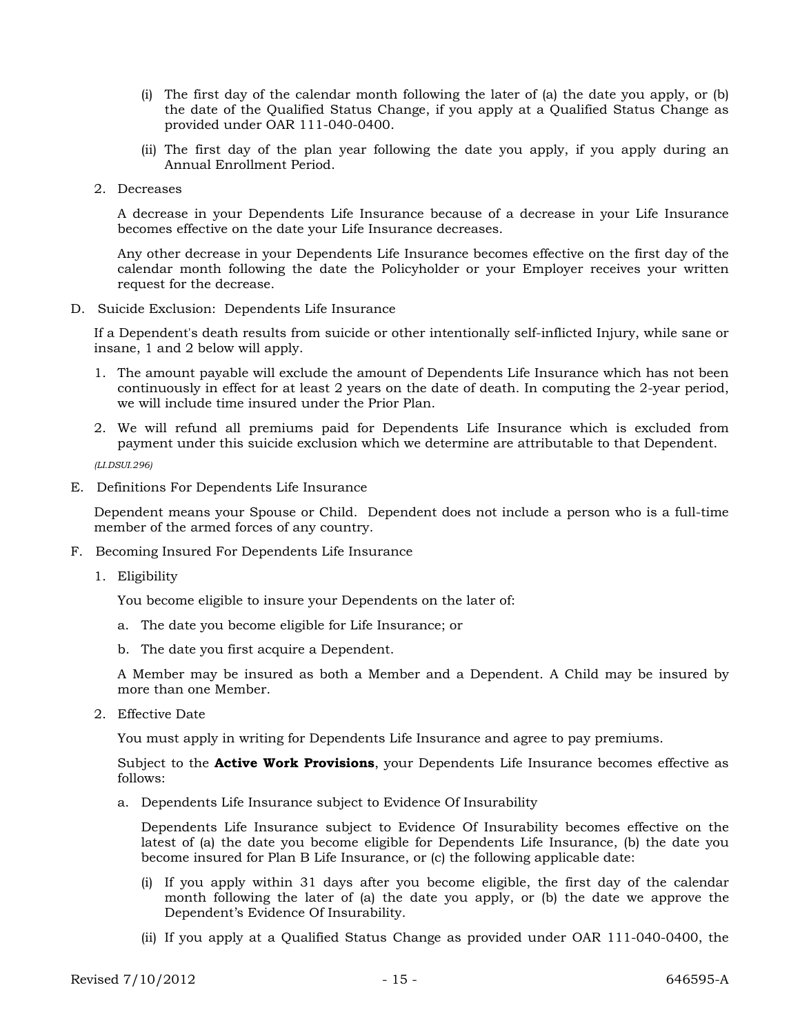(i) The first day of the calendar month following the later of (a) the date you apply, or (b) the date of the Qualified Status Change, if you apply at a Qualified Status Change as provided under OAR 111-040-0400.

(ii) The first day of the plan year following the date you apply, if you apply during an Annual Enrollment Period.

2. Decreases

A decrease in your Dependents Life Insurance because of a decrease in your Life Insurance becomes effective on the date your Life Insurance decreases.

Any other decrease in your Dependents Life Insurance becomes effective on the first day of the calendar month following the date the Policyholder or your Employer receives your written request for the decrease.

D. Suicide Exclusion: Dependents Life Insurance

If a Dependent's death results from suicide or other intentionally self-inflicted Injury, while sane or insane, 1 and 2 below will apply.

1. The amount payable will exclude the amount of Dependents Life Insurance which has not been continuously in effect for at least 2 years on the date of death. In computing the 2-year period, we will include time insured under the Prior Plan.
2. We will refund all premiums paid for Dependents Life Insurance which is excluded from payment under this suicide exclusion which we determine are attributable to that Dependent.

*(LI.DSUI.296)*

E. Definitions For Dependents Life Insurance

Dependent means your Spouse or Child. Dependent does not include a person who is a full-time member of the armed forces of any country.

F. Becoming Insured For Dependents Life Insurance

1. Eligibility

You become eligible to insure your Dependents on the later of:

a. The date you become eligible for Life Insurance; or

b. The date you first acquire a Dependent.

A Member may be insured as both a Member and a Dependent. A Child may be insured by more than one Member.

2. Effective Date

You must apply in writing for Dependents Life Insurance and agree to pay premiums.

Subject to the **Active Work Provisions**, your Dependents Life Insurance becomes effective as follows:

a. Dependents Life Insurance subject to Evidence Of Insurability

Dependents Life Insurance subject to Evidence Of Insurability becomes effective on the latest of (a) the date you become eligible for Dependents Life Insurance, (b) the date you become insured for Plan B Life Insurance, or (c) the following applicable date:

(i) If you apply within 31 days after you become eligible, the first day of the calendar month following the later of (a) the date you apply, or (b) the date we approve the Dependent's Evidence Of Insurability.

(ii) If you apply at a Qualified Status Change as provided under OAR 111-040-0400, the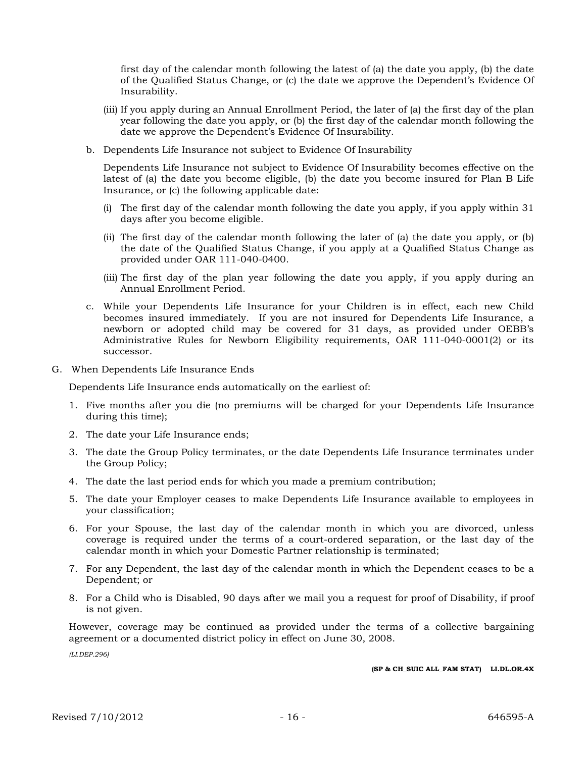first day of the calendar month following the latest of (a) the date you apply, (b) the date of the Qualified Status Change, or (c) the date we approve the Dependent's Evidence Of Insurability.

(iii) If you apply during an Annual Enrollment Period, the later of (a) the first day of the plan year following the date you apply, or (b) the first day of the calendar month following the date we approve the Dependent's Evidence Of Insurability.

b. Dependents Life Insurance not subject to Evidence Of Insurability

Dependents Life Insurance not subject to Evidence Of Insurability becomes effective on the latest of (a) the date you become eligible, (b) the date you become insured for Plan B Life Insurance, or (c) the following applicable date:

(i) The first day of the calendar month following the date you apply, if you apply within 31 days after you become eligible.

(ii) The first day of the calendar month following the later of (a) the date you apply, or (b) the date of the Qualified Status Change, if you apply at a Qualified Status Change as provided under OAR 111-040-0400.

(iii) The first day of the plan year following the date you apply, if you apply during an Annual Enrollment Period.

c. While your Dependents Life Insurance for your Children is in effect, each new Child becomes insured immediately. If you are not insured for Dependents Life Insurance, a newborn or adopted child may be covered for 31 days, as provided under OEBB's Administrative Rules for Newborn Eligibility requirements, OAR 111-040-0001(2) or its successor.

G. When Dependents Life Insurance Ends

Dependents Life Insurance ends automatically on the earliest of:

1. Five months after you die (no premiums will be charged for your Dependents Life Insurance during this time);
2. The date your Life Insurance ends;
3. The date the Group Policy terminates, or the date Dependents Life Insurance terminates under the Group Policy;
4. The date the last period ends for which you made a premium contribution;
5. The date your Employer ceases to make Dependents Life Insurance available to employees in your classification;
6. For your Spouse, the last day of the calendar month in which you are divorced, unless coverage is required under the terms of a court-ordered separation, or the last day of the calendar month in which your Domestic Partner relationship is terminated;
7. For any Dependent, the last day of the calendar month in which the Dependent ceases to be a Dependent; or
8. For a Child who is Disabled, 90 days after we mail you a request for proof of Disability, if proof is not given.

However, coverage may be continued as provided under the terms of a collective bargaining agreement or a documented district policy in effect on June 30, 2008.

*(LI.DEP.296)*

**(SP & CH_SUIC ALL_FAM STAT) LI.DL.OR.4X**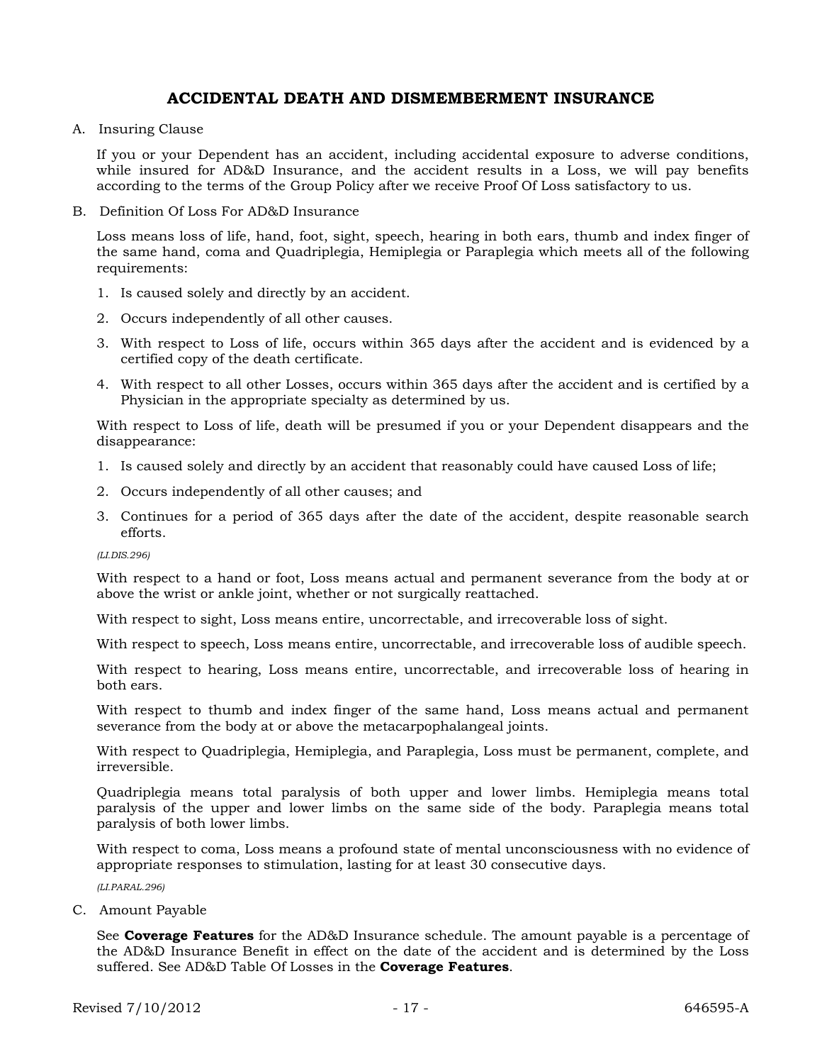## ACCIDENTAL DEATH AND DISMEMBERMENT INSURANCE

A. Insuring Clause

If you or your Dependent has an accident, including accidental exposure to adverse conditions, while insured for AD&D Insurance, and the accident results in a Loss, we will pay benefits according to the terms of the Group Policy after we receive Proof Of Loss satisfactory to us.

B. Definition Of Loss For AD&D Insurance

Loss means loss of life, hand, foot, sight, speech, hearing in both ears, thumb and index finger of the same hand, coma and Quadriplegia, Hemiplegia or Paraplegia which meets all of the following requirements:

1. Is caused solely and directly by an accident.
2. Occurs independently of all other causes.
3. With respect to Loss of life, occurs within 365 days after the accident and is evidenced by a certified copy of the death certificate.
4. With respect to all other Losses, occurs within 365 days after the accident and is certified by a Physician in the appropriate specialty as determined by us.

With respect to Loss of life, death will be presumed if you or your Dependent disappears and the disappearance:

1. Is caused solely and directly by an accident that reasonably could have caused Loss of life;
2. Occurs independently of all other causes; and
3. Continues for a period of 365 days after the date of the accident, despite reasonable search efforts.

*(LI.DIS.296)*

With respect to a hand or foot, Loss means actual and permanent severance from the body at or above the wrist or ankle joint, whether or not surgically reattached.

With respect to sight, Loss means entire, uncorrectable, and irrecoverable loss of sight.

With respect to speech, Loss means entire, uncorrectable, and irrecoverable loss of audible speech.

With respect to hearing, Loss means entire, uncorrectable, and irrecoverable loss of hearing in both ears.

With respect to thumb and index finger of the same hand, Loss means actual and permanent severance from the body at or above the metacarpophalangeal joints.

With respect to Quadriplegia, Hemiplegia, and Paraplegia, Loss must be permanent, complete, and irreversible.

Quadriplegia means total paralysis of both upper and lower limbs. Hemiplegia means total paralysis of the upper and lower limbs on the same side of the body. Paraplegia means total paralysis of both lower limbs.

With respect to coma, Loss means a profound state of mental unconsciousness with no evidence of appropriate responses to stimulation, lasting for at least 30 consecutive days.

*(LI.PARAL.296)*

C. Amount Payable

See **Coverage Features** for the AD&D Insurance schedule. The amount payable is a percentage of the AD&D Insurance Benefit in effect on the date of the accident and is determined by the Loss suffered. See AD&D Table Of Losses in the **Coverage Features**.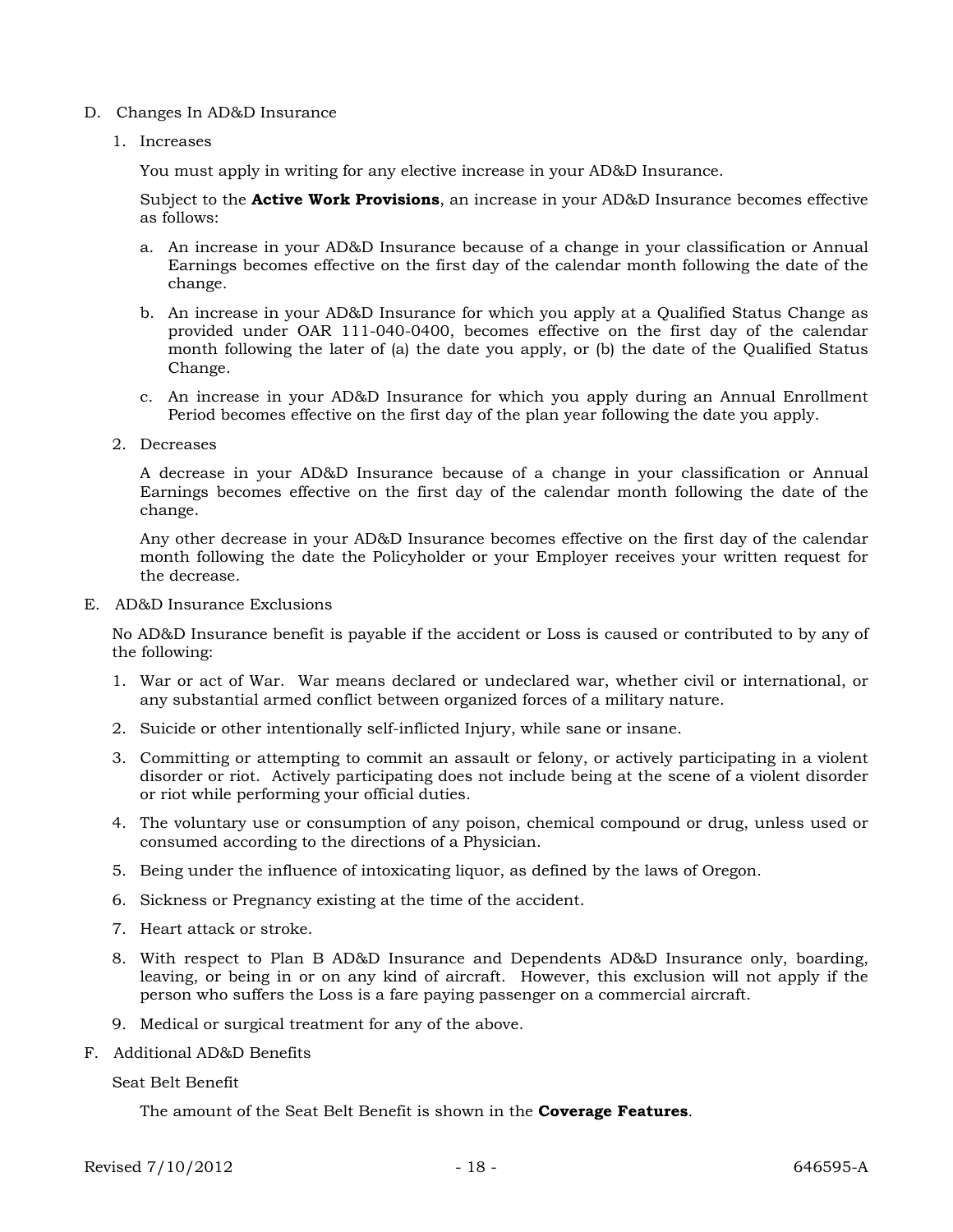D. Changes In AD&D Insurance

1. Increases

   You must apply in writing for any elective increase in your AD&D Insurance.

   Subject to the **Active Work Provisions**, an increase in your AD&D Insurance becomes effective as follows:

   a. An increase in your AD&D Insurance because of a change in your classification or Annual Earnings becomes effective on the first day of the calendar month following the date of the change.

   b. An increase in your AD&D Insurance for which you apply at a Qualified Status Change as provided under OAR 111-040-0400, becomes effective on the first day of the calendar month following the later of (a) the date you apply, or (b) the date of the Qualified Status Change.

   c. An increase in your AD&D Insurance for which you apply during an Annual Enrollment Period becomes effective on the first day of the plan year following the date you apply.

2. Decreases

   A decrease in your AD&D Insurance because of a change in your classification or Annual Earnings becomes effective on the first day of the calendar month following the date of the change.

   Any other decrease in your AD&D Insurance becomes effective on the first day of the calendar month following the date the Policyholder or your Employer receives your written request for the decrease.

E. AD&D Insurance Exclusions

No AD&D Insurance benefit is payable if the accident or Loss is caused or contributed to by any of the following:

1. War or act of War. War means declared or undeclared war, whether civil or international, or any substantial armed conflict between organized forces of a military nature.
2. Suicide or other intentionally self-inflicted Injury, while sane or insane.
3. Committing or attempting to commit an assault or felony, or actively participating in a violent disorder or riot. Actively participating does not include being at the scene of a violent disorder or riot while performing your official duties.
4. The voluntary use or consumption of any poison, chemical compound or drug, unless used or consumed according to the directions of a Physician.
5. Being under the influence of intoxicating liquor, as defined by the laws of Oregon.
6. Sickness or Pregnancy existing at the time of the accident.
7. Heart attack or stroke.
8. With respect to Plan B AD&D Insurance and Dependents AD&D Insurance only, boarding, leaving, or being in or on any kind of aircraft. However, this exclusion will not apply if the person who suffers the Loss is a fare paying passenger on a commercial aircraft.
9. Medical or surgical treatment for any of the above.

F. Additional AD&D Benefits

Seat Belt Benefit

The amount of the Seat Belt Benefit is shown in the **Coverage Features**.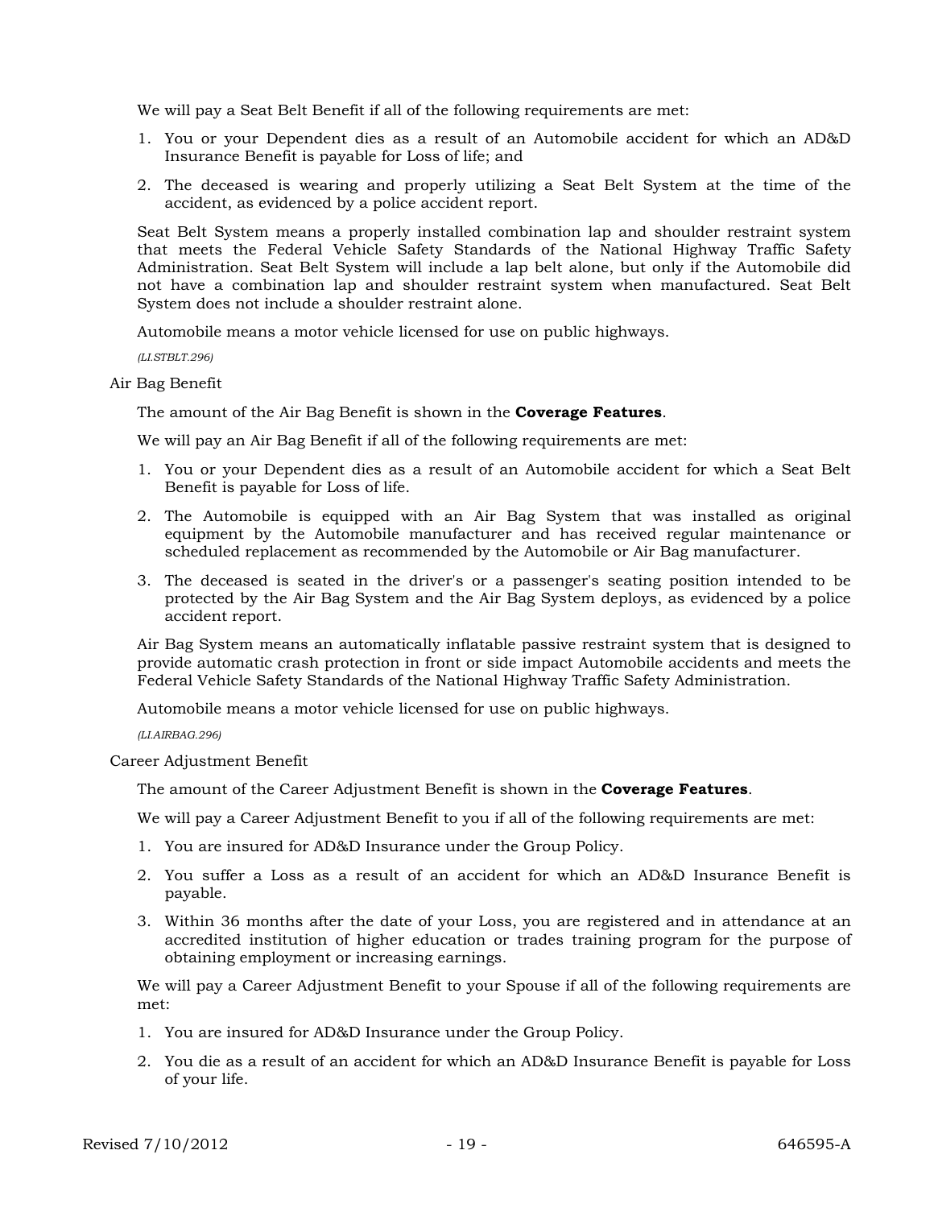We will pay a Seat Belt Benefit if all of the following requirements are met:

1. You or your Dependent dies as a result of an Automobile accident for which an AD&D Insurance Benefit is payable for Loss of life; and
2. The deceased is wearing and properly utilizing a Seat Belt System at the time of the accident, as evidenced by a police accident report.

Seat Belt System means a properly installed combination lap and shoulder restraint system that meets the Federal Vehicle Safety Standards of the National Highway Traffic Safety Administration. Seat Belt System will include a lap belt alone, but only if the Automobile did not have a combination lap and shoulder restraint system when manufactured. Seat Belt System does not include a shoulder restraint alone.

Automobile means a motor vehicle licensed for use on public highways.

*(LI.STBLT.296)*

Air Bag Benefit

The amount of the Air Bag Benefit is shown in the **Coverage Features**.

We will pay an Air Bag Benefit if all of the following requirements are met:

1. You or your Dependent dies as a result of an Automobile accident for which a Seat Belt Benefit is payable for Loss of life.
2. The Automobile is equipped with an Air Bag System that was installed as original equipment by the Automobile manufacturer and has received regular maintenance or scheduled replacement as recommended by the Automobile or Air Bag manufacturer.
3. The deceased is seated in the driver's or a passenger's seating position intended to be protected by the Air Bag System and the Air Bag System deploys, as evidenced by a police accident report.

Air Bag System means an automatically inflatable passive restraint system that is designed to provide automatic crash protection in front or side impact Automobile accidents and meets the Federal Vehicle Safety Standards of the National Highway Traffic Safety Administration.

Automobile means a motor vehicle licensed for use on public highways.

*(LI.AIRBAG.296)*

Career Adjustment Benefit

The amount of the Career Adjustment Benefit is shown in the **Coverage Features**.

We will pay a Career Adjustment Benefit to you if all of the following requirements are met:

1. You are insured for AD&D Insurance under the Group Policy.
2. You suffer a Loss as a result of an accident for which an AD&D Insurance Benefit is payable.
3. Within 36 months after the date of your Loss, you are registered and in attendance at an accredited institution of higher education or trades training program for the purpose of obtaining employment or increasing earnings.

We will pay a Career Adjustment Benefit to your Spouse if all of the following requirements are met:

1. You are insured for AD&D Insurance under the Group Policy.
2. You die as a result of an accident for which an AD&D Insurance Benefit is payable for Loss of your life.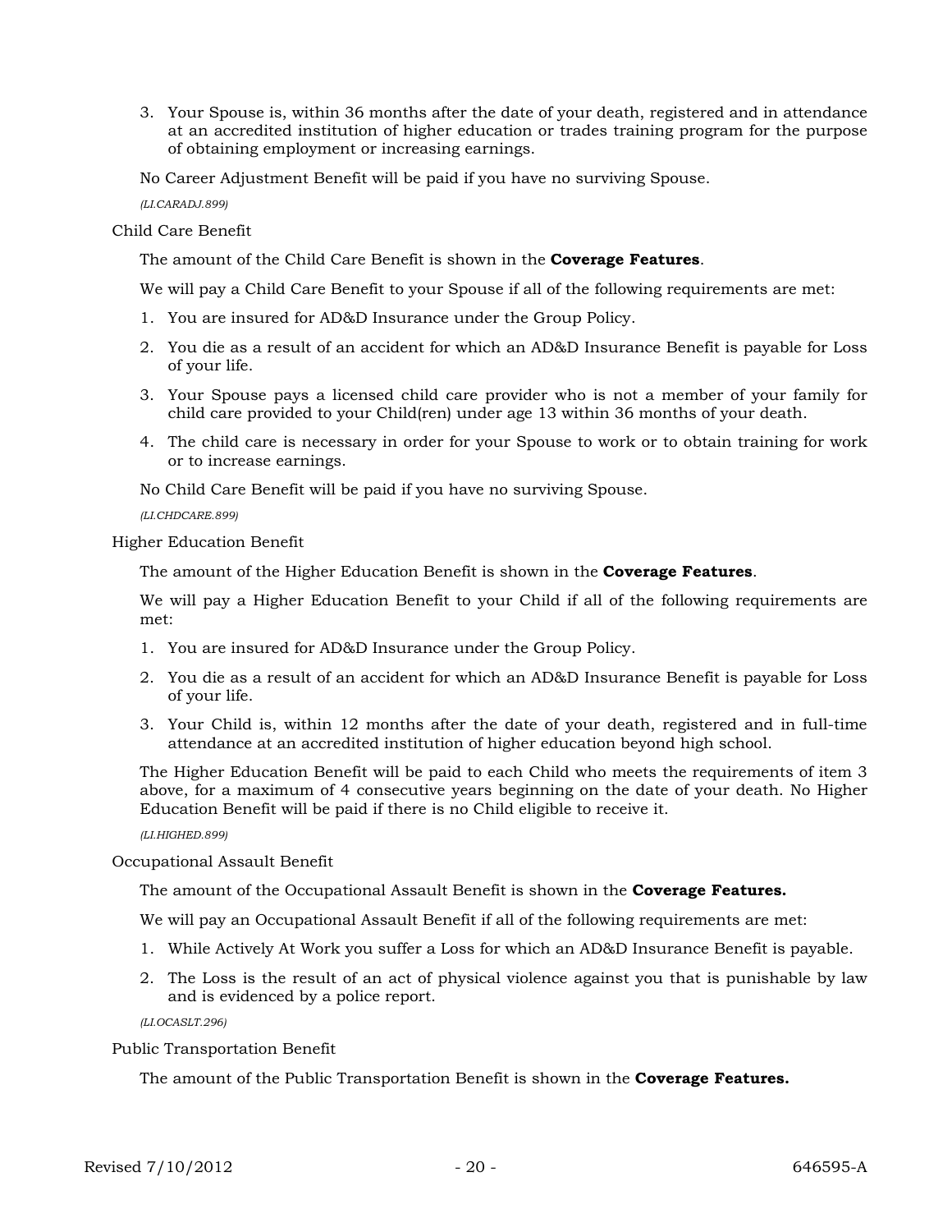3. Your Spouse is, within 36 months after the date of your death, registered and in attendance at an accredited institution of higher education or trades training program for the purpose of obtaining employment or increasing earnings.

No Career Adjustment Benefit will be paid if you have no surviving Spouse.

*(LI.CARADJ.899)*

Child Care Benefit

The amount of the Child Care Benefit is shown in the **Coverage Features**.

We will pay a Child Care Benefit to your Spouse if all of the following requirements are met:

1. You are insured for AD&D Insurance under the Group Policy.
2. You die as a result of an accident for which an AD&D Insurance Benefit is payable for Loss of your life.
3. Your Spouse pays a licensed child care provider who is not a member of your family for child care provided to your Child(ren) under age 13 within 36 months of your death.
4. The child care is necessary in order for your Spouse to work or to obtain training for work or to increase earnings.

No Child Care Benefit will be paid if you have no surviving Spouse.

*(LI.CHDCARE.899)*

Higher Education Benefit

The amount of the Higher Education Benefit is shown in the **Coverage Features**.

We will pay a Higher Education Benefit to your Child if all of the following requirements are met:

1. You are insured for AD&D Insurance under the Group Policy.
2. You die as a result of an accident for which an AD&D Insurance Benefit is payable for Loss of your life.
3. Your Child is, within 12 months after the date of your death, registered and in full-time attendance at an accredited institution of higher education beyond high school.

The Higher Education Benefit will be paid to each Child who meets the requirements of item 3 above, for a maximum of 4 consecutive years beginning on the date of your death. No Higher Education Benefit will be paid if there is no Child eligible to receive it.

*(LI.HIGHED.899)*

Occupational Assault Benefit

The amount of the Occupational Assault Benefit is shown in the **Coverage Features.**

We will pay an Occupational Assault Benefit if all of the following requirements are met:

1. While Actively At Work you suffer a Loss for which an AD&D Insurance Benefit is payable.
2. The Loss is the result of an act of physical violence against you that is punishable by law and is evidenced by a police report.

*(LI.OCASLT.296)*

Public Transportation Benefit

The amount of the Public Transportation Benefit is shown in the **Coverage Features.**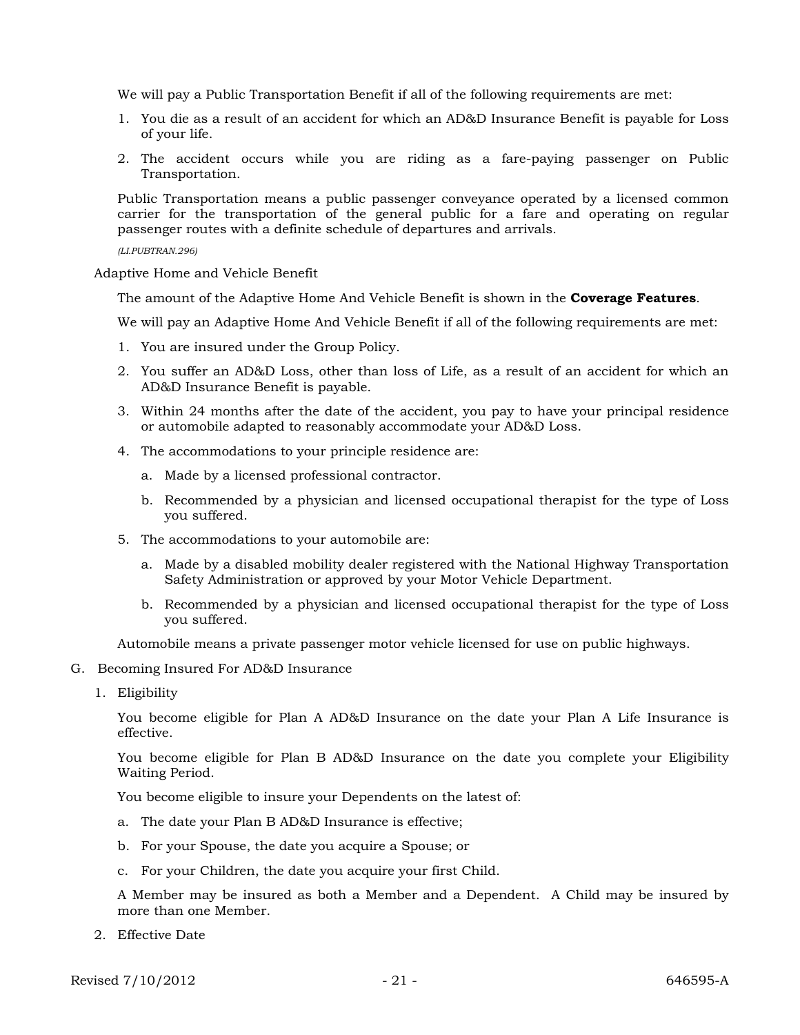We will pay a Public Transportation Benefit if all of the following requirements are met:

1. You die as a result of an accident for which an AD&D Insurance Benefit is payable for Loss of your life.
2. The accident occurs while you are riding as a fare-paying passenger on Public Transportation.

Public Transportation means a public passenger conveyance operated by a licensed common carrier for the transportation of the general public for a fare and operating on regular passenger routes with a definite schedule of departures and arrivals.

*(LI.PUBTRAN.296)*

Adaptive Home and Vehicle Benefit

The amount of the Adaptive Home And Vehicle Benefit is shown in the **Coverage Features**.

We will pay an Adaptive Home And Vehicle Benefit if all of the following requirements are met:

1. You are insured under the Group Policy.
2. You suffer an AD&D Loss, other than loss of Life, as a result of an accident for which an AD&D Insurance Benefit is payable.
3. Within 24 months after the date of the accident, you pay to have your principal residence or automobile adapted to reasonably accommodate your AD&D Loss.
4. The accommodations to your principle residence are:
   a. Made by a licensed professional contractor.
   b. Recommended by a physician and licensed occupational therapist for the type of Loss you suffered.
5. The accommodations to your automobile are:
   a. Made by a disabled mobility dealer registered with the National Highway Transportation Safety Administration or approved by your Motor Vehicle Department.
   b. Recommended by a physician and licensed occupational therapist for the type of Loss you suffered.

Automobile means a private passenger motor vehicle licensed for use on public highways.

G. Becoming Insured For AD&D Insurance

1. Eligibility

You become eligible for Plan A AD&D Insurance on the date your Plan A Life Insurance is effective.

You become eligible for Plan B AD&D Insurance on the date you complete your Eligibility Waiting Period.

You become eligible to insure your Dependents on the latest of:

a. The date your Plan B AD&D Insurance is effective;
b. For your Spouse, the date you acquire a Spouse; or
c. For your Children, the date you acquire your first Child.

A Member may be insured as both a Member and a Dependent. A Child may be insured by more than one Member.

2. Effective Date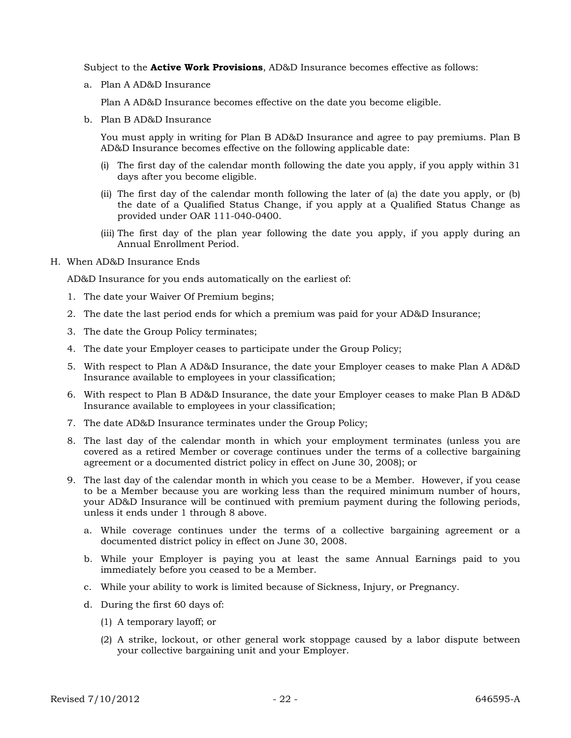Subject to the **Active Work Provisions**, AD&D Insurance becomes effective as follows:

a. Plan A AD&D Insurance

   Plan A AD&D Insurance becomes effective on the date you become eligible.

b. Plan B AD&D Insurance

   You must apply in writing for Plan B AD&D Insurance and agree to pay premiums. Plan B AD&D Insurance becomes effective on the following applicable date:

   (i) The first day of the calendar month following the date you apply, if you apply within 31 days after you become eligible.

   (ii) The first day of the calendar month following the later of (a) the date you apply, or (b) the date of a Qualified Status Change, if you apply at a Qualified Status Change as provided under OAR 111-040-0400.

   (iii) The first day of the plan year following the date you apply, if you apply during an Annual Enrollment Period.

H. When AD&D Insurance Ends

AD&D Insurance for you ends automatically on the earliest of:

1. The date your Waiver Of Premium begins;
2. The date the last period ends for which a premium was paid for your AD&D Insurance;
3. The date the Group Policy terminates;
4. The date your Employer ceases to participate under the Group Policy;
5. With respect to Plan A AD&D Insurance, the date your Employer ceases to make Plan A AD&D Insurance available to employees in your classification;
6. With respect to Plan B AD&D Insurance, the date your Employer ceases to make Plan B AD&D Insurance available to employees in your classification;
7. The date AD&D Insurance terminates under the Group Policy;
8. The last day of the calendar month in which your employment terminates (unless you are covered as a retired Member or coverage continues under the terms of a collective bargaining agreement or a documented district policy in effect on June 30, 2008); or
9. The last day of the calendar month in which you cease to be a Member. However, if you cease to be a Member because you are working less than the required minimum number of hours, your AD&D Insurance will be continued with premium payment during the following periods, unless it ends under 1 through 8 above.

   a. While coverage continues under the terms of a collective bargaining agreement or a documented district policy in effect on June 30, 2008.

   b. While your Employer is paying you at least the same Annual Earnings paid to you immediately before you ceased to be a Member.

   c. While your ability to work is limited because of Sickness, Injury, or Pregnancy.

   d. During the first 60 days of:

      (1) A temporary layoff; or

      (2) A strike, lockout, or other general work stoppage caused by a labor dispute between your collective bargaining unit and your Employer.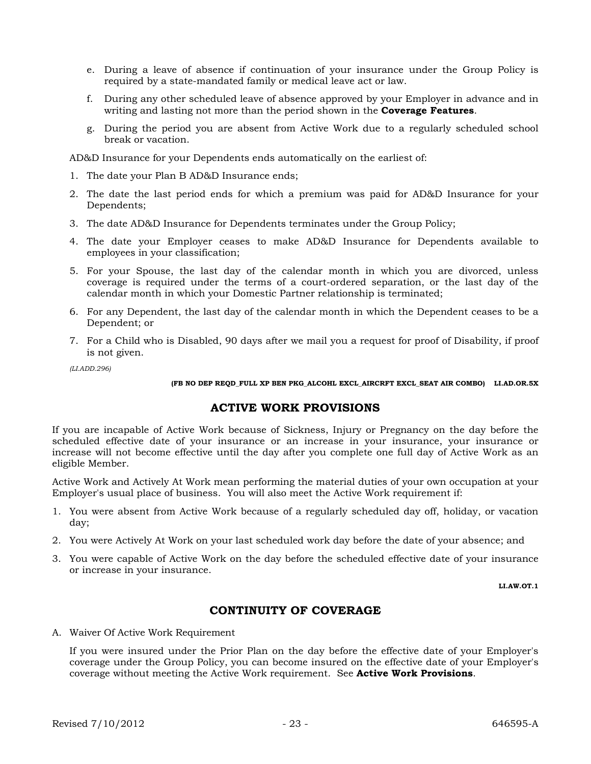e. During a leave of absence if continuation of your insurance under the Group Policy is required by a state-mandated family or medical leave act or law.

f. During any other scheduled leave of absence approved by your Employer in advance and in writing and lasting not more than the period shown in the **Coverage Features**.

g. During the period you are absent from Active Work due to a regularly scheduled school break or vacation.

AD&D Insurance for your Dependents ends automatically on the earliest of:

1. The date your Plan B AD&D Insurance ends;
2. The date the last period ends for which a premium was paid for AD&D Insurance for your Dependents;
3. The date AD&D Insurance for Dependents terminates under the Group Policy;
4. The date your Employer ceases to make AD&D Insurance for Dependents available to employees in your classification;
5. For your Spouse, the last day of the calendar month in which you are divorced, unless coverage is required under the terms of a court-ordered separation, or the last day of the calendar month in which your Domestic Partner relationship is terminated;
6. For any Dependent, the last day of the calendar month in which the Dependent ceases to be a Dependent; or
7. For a Child who is Disabled, 90 days after we mail you a request for proof of Disability, if proof is not given.

*(LI.ADD.296)*

**(FB NO DEP REQD_FULL XP BEN PKG_ALCOHL EXCL_AIRCRFT EXCL_SEAT AIR COMBO) LI.AD.OR.5X**

## ACTIVE WORK PROVISIONS

If you are incapable of Active Work because of Sickness, Injury or Pregnancy on the day before the scheduled effective date of your insurance or an increase in your insurance, your insurance or increase will not become effective until the day after you complete one full day of Active Work as an eligible Member.

Active Work and Actively At Work mean performing the material duties of your own occupation at your Employer's usual place of business. You will also meet the Active Work requirement if:

1. You were absent from Active Work because of a regularly scheduled day off, holiday, or vacation day;
2. You were Actively At Work on your last scheduled work day before the date of your absence; and
3. You were capable of Active Work on the day before the scheduled effective date of your insurance or increase in your insurance.

**LI.AW.OT.1**

## CONTINUITY OF COVERAGE

A. Waiver Of Active Work Requirement

If you were insured under the Prior Plan on the day before the effective date of your Employer's coverage under the Group Policy, you can become insured on the effective date of your Employer's coverage without meeting the Active Work requirement. See **Active Work Provisions**.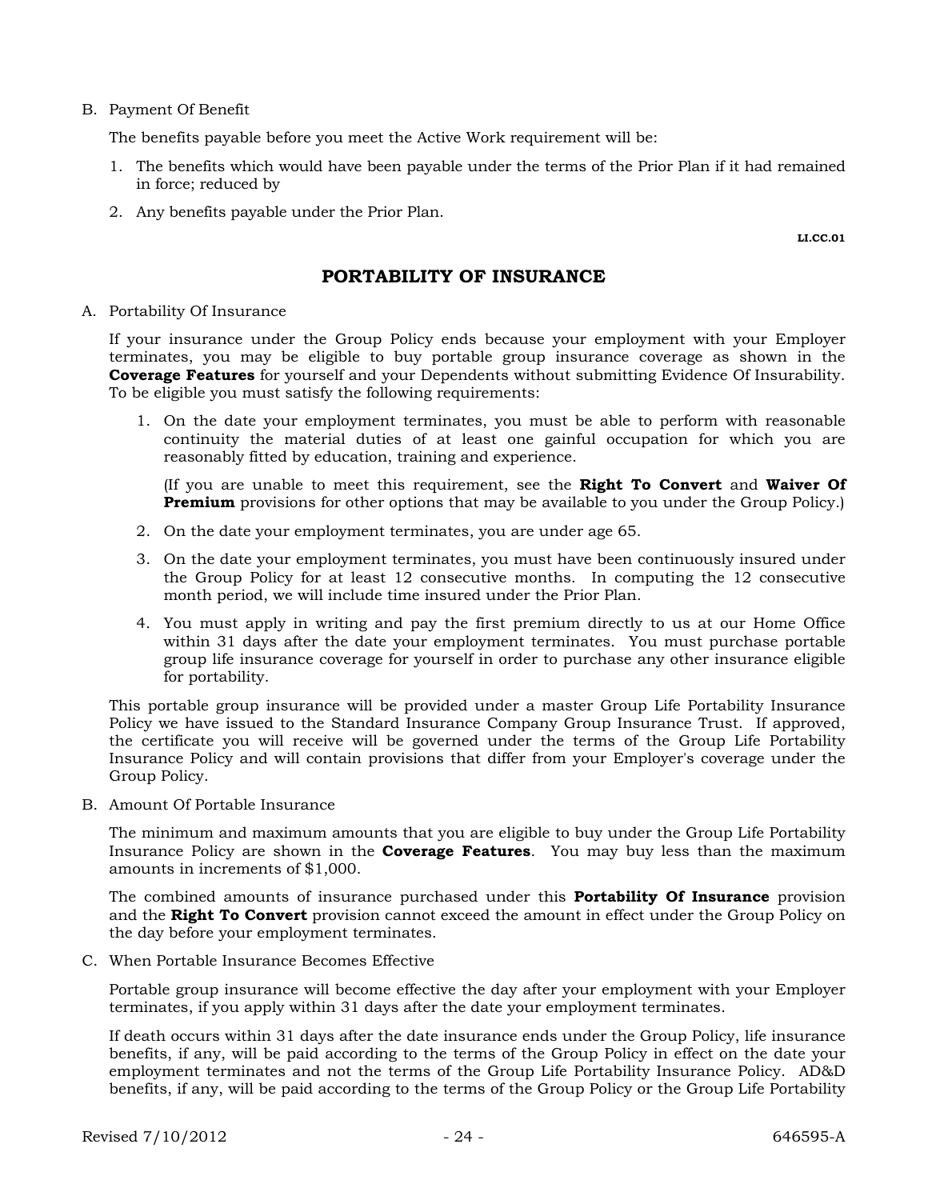B. Payment Of Benefit

   The benefits payable before you meet the Active Work requirement will be:

   1. The benefits which would have been payable under the terms of the Prior Plan if it had remained in force; reduced by

   2. Any benefits payable under the Prior Plan.

LI.CC.01

## PORTABILITY OF INSURANCE

A. Portability Of Insurance

   If your insurance under the Group Policy ends because your employment with your Employer terminates, you may be eligible to buy portable group insurance coverage as shown in the **Coverage Features** for yourself and your Dependents without submitting Evidence Of Insurability. To be eligible you must satisfy the following requirements:

   1. On the date your employment terminates, you must be able to perform with reasonable continuity the material duties of at least one gainful occupation for which you are reasonably fitted by education, training and experience.

      (If you are unable to meet this requirement, see the **Right To Convert** and **Waiver Of Premium** provisions for other options that may be available to you under the Group Policy.)

   2. On the date your employment terminates, you are under age 65.

   3. On the date your employment terminates, you must have been continuously insured under the Group Policy for at least 12 consecutive months. In computing the 12 consecutive month period, we will include time insured under the Prior Plan.

   4. You must apply in writing and pay the first premium directly to us at our Home Office within 31 days after the date your employment terminates. You must purchase portable group life insurance coverage for yourself in order to purchase any other insurance eligible for portability.

   This portable group insurance will be provided under a master Group Life Portability Insurance Policy we have issued to the Standard Insurance Company Group Insurance Trust. If approved, the certificate you will receive will be governed under the terms of the Group Life Portability Insurance Policy and will contain provisions that differ from your Employer's coverage under the Group Policy.

B. Amount Of Portable Insurance

   The minimum and maximum amounts that you are eligible to buy under the Group Life Portability Insurance Policy are shown in the **Coverage Features**. You may buy less than the maximum amounts in increments of $1,000.

   The combined amounts of insurance purchased under this **Portability Of Insurance** provision and the **Right To Convert** provision cannot exceed the amount in effect under the Group Policy on the day before your employment terminates.

C. When Portable Insurance Becomes Effective

   Portable group insurance will become effective the day after your employment with your Employer terminates, if you apply within 31 days after the date your employment terminates.

   If death occurs within 31 days after the date insurance ends under the Group Policy, life insurance benefits, if any, will be paid according to the terms of the Group Policy in effect on the date your employment terminates and not the terms of the Group Life Portability Insurance Policy. AD&D benefits, if any, will be paid according to the terms of the Group Policy or the Group Life Portability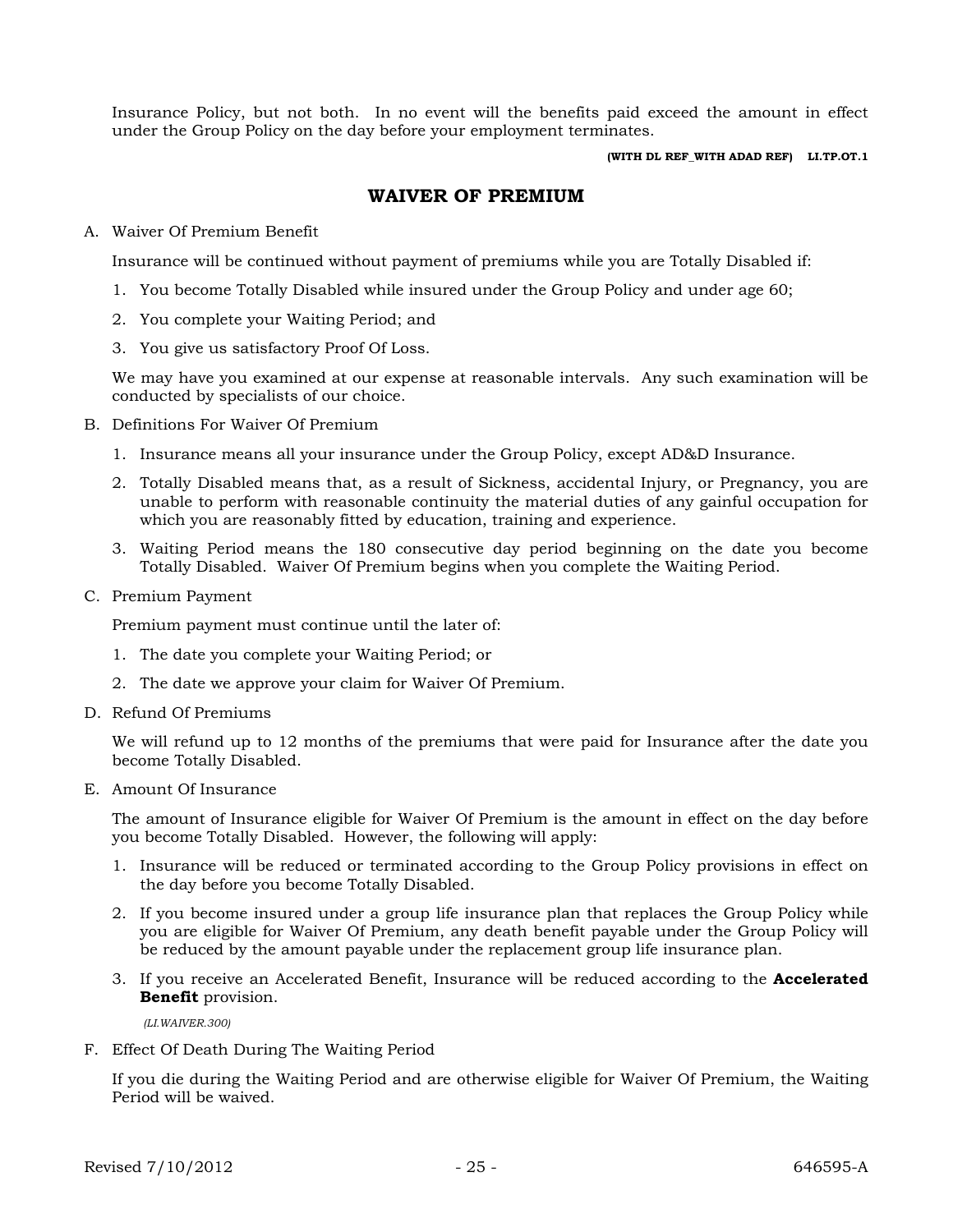Insurance Policy, but not both. In no event will the benefits paid exceed the amount in effect under the Group Policy on the day before your employment terminates.

**(WITH DL REF_WITH ADAD REF) LI.TP.OT.1**

## WAIVER OF PREMIUM

A. Waiver Of Premium Benefit

Insurance will be continued without payment of premiums while you are Totally Disabled if:

1. You become Totally Disabled while insured under the Group Policy and under age 60;
2. You complete your Waiting Period; and
3. You give us satisfactory Proof Of Loss.

We may have you examined at our expense at reasonable intervals. Any such examination will be conducted by specialists of our choice.

B. Definitions For Waiver Of Premium

1. Insurance means all your insurance under the Group Policy, except AD&D Insurance.
2. Totally Disabled means that, as a result of Sickness, accidental Injury, or Pregnancy, you are unable to perform with reasonable continuity the material duties of any gainful occupation for which you are reasonably fitted by education, training and experience.
3. Waiting Period means the 180 consecutive day period beginning on the date you become Totally Disabled. Waiver Of Premium begins when you complete the Waiting Period.

C. Premium Payment

Premium payment must continue until the later of:

1. The date you complete your Waiting Period; or
2. The date we approve your claim for Waiver Of Premium.

D. Refund Of Premiums

We will refund up to 12 months of the premiums that were paid for Insurance after the date you become Totally Disabled.

E. Amount Of Insurance

The amount of Insurance eligible for Waiver Of Premium is the amount in effect on the day before you become Totally Disabled. However, the following will apply:

1. Insurance will be reduced or terminated according to the Group Policy provisions in effect on the day before you become Totally Disabled.
2. If you become insured under a group life insurance plan that replaces the Group Policy while you are eligible for Waiver Of Premium, any death benefit payable under the Group Policy will be reduced by the amount payable under the replacement group life insurance plan.
3. If you receive an Accelerated Benefit, Insurance will be reduced according to the **Accelerated Benefit** provision.

*(LI.WAIVER.300)*

F. Effect Of Death During The Waiting Period

If you die during the Waiting Period and are otherwise eligible for Waiver Of Premium, the Waiting Period will be waived.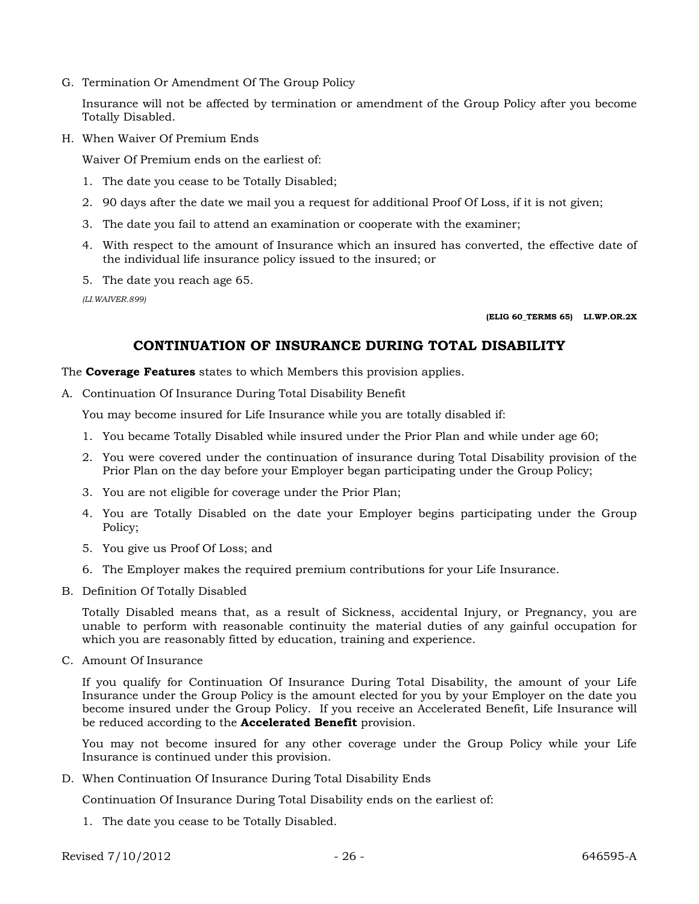G. Termination Or Amendment Of The Group Policy

   Insurance will not be affected by termination or amendment of the Group Policy after you become Totally Disabled.

H. When Waiver Of Premium Ends

   Waiver Of Premium ends on the earliest of:

   1. The date you cease to be Totally Disabled;
   2. 90 days after the date we mail you a request for additional Proof Of Loss, if it is not given;
   3. The date you fail to attend an examination or cooperate with the examiner;
   4. With respect to the amount of Insurance which an insured has converted, the effective date of the individual life insurance policy issued to the insured; or
   5. The date you reach age 65.

*(LI.WAIVER.899)*

**(ELIG 60_TERMS 65) LI.WP.OR.2X**

## CONTINUATION OF INSURANCE DURING TOTAL DISABILITY

The **Coverage Features** states to which Members this provision applies.

A. Continuation Of Insurance During Total Disability Benefit

   You may become insured for Life Insurance while you are totally disabled if:

   1. You became Totally Disabled while insured under the Prior Plan and while under age 60;
   2. You were covered under the continuation of insurance during Total Disability provision of the Prior Plan on the day before your Employer began participating under the Group Policy;
   3. You are not eligible for coverage under the Prior Plan;
   4. You are Totally Disabled on the date your Employer begins participating under the Group Policy;
   5. You give us Proof Of Loss; and
   6. The Employer makes the required premium contributions for your Life Insurance.

B. Definition Of Totally Disabled

   Totally Disabled means that, as a result of Sickness, accidental Injury, or Pregnancy, you are unable to perform with reasonable continuity the material duties of any gainful occupation for which you are reasonably fitted by education, training and experience.

C. Amount Of Insurance

   If you qualify for Continuation Of Insurance During Total Disability, the amount of your Life Insurance under the Group Policy is the amount elected for you by your Employer on the date you become insured under the Group Policy. If you receive an Accelerated Benefit, Life Insurance will be reduced according to the **Accelerated Benefit** provision.

   You may not become insured for any other coverage under the Group Policy while your Life Insurance is continued under this provision.

D. When Continuation Of Insurance During Total Disability Ends

   Continuation Of Insurance During Total Disability ends on the earliest of:

   1. The date you cease to be Totally Disabled.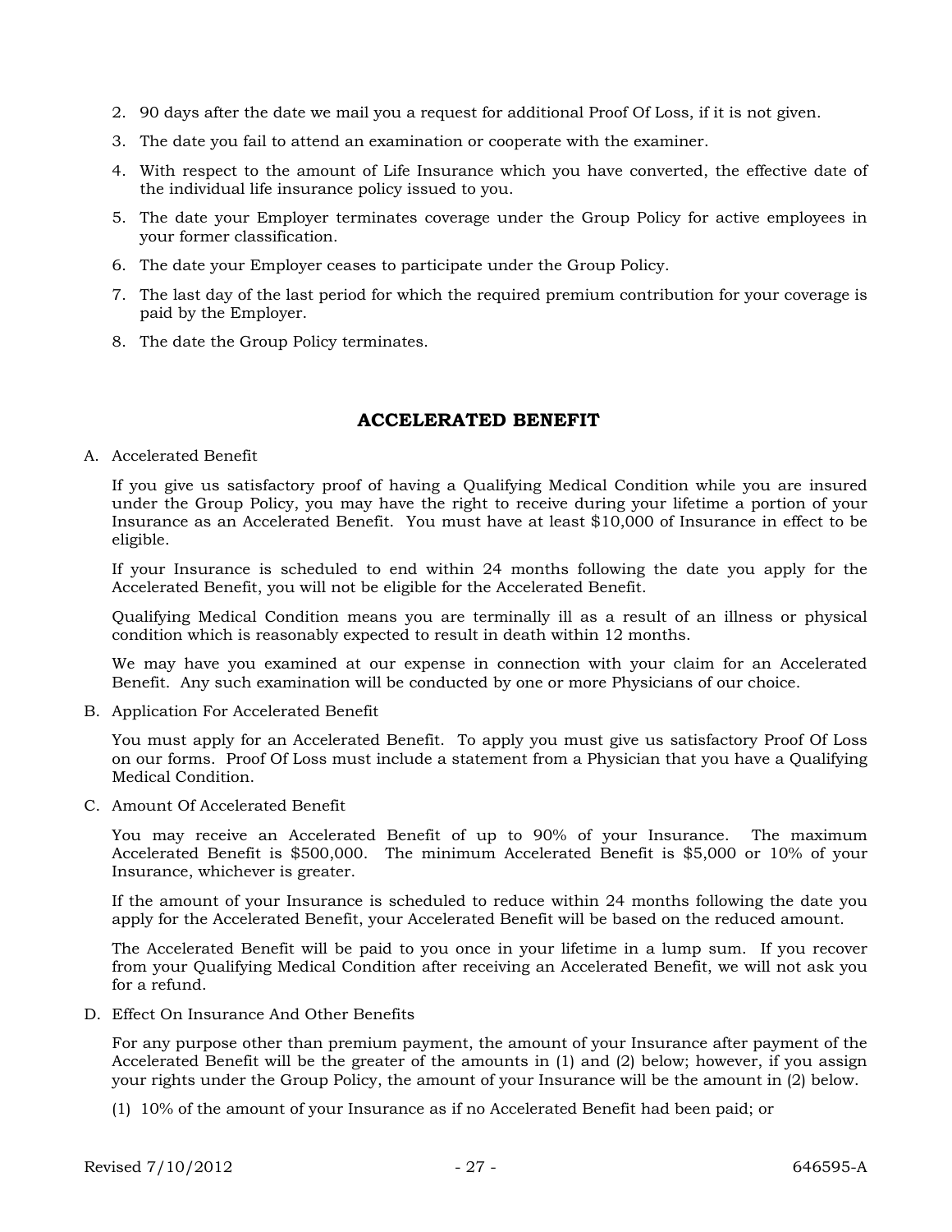2. 90 days after the date we mail you a request for additional Proof Of Loss, if it is not given.
3. The date you fail to attend an examination or cooperate with the examiner.
4. With respect to the amount of Life Insurance which you have converted, the effective date of the individual life insurance policy issued to you.
5. The date your Employer terminates coverage under the Group Policy for active employees in your former classification.
6. The date your Employer ceases to participate under the Group Policy.
7. The last day of the last period for which the required premium contribution for your coverage is paid by the Employer.
8. The date the Group Policy terminates.

## ACCELERATED BENEFIT

A. Accelerated Benefit

If you give us satisfactory proof of having a Qualifying Medical Condition while you are insured under the Group Policy, you may have the right to receive during your lifetime a portion of your Insurance as an Accelerated Benefit. You must have at least $10,000 of Insurance in effect to be eligible.

If your Insurance is scheduled to end within 24 months following the date you apply for the Accelerated Benefit, you will not be eligible for the Accelerated Benefit.

Qualifying Medical Condition means you are terminally ill as a result of an illness or physical condition which is reasonably expected to result in death within 12 months.

We may have you examined at our expense in connection with your claim for an Accelerated Benefit. Any such examination will be conducted by one or more Physicians of our choice.

B. Application For Accelerated Benefit

You must apply for an Accelerated Benefit. To apply you must give us satisfactory Proof Of Loss on our forms. Proof Of Loss must include a statement from a Physician that you have a Qualifying Medical Condition.

C. Amount Of Accelerated Benefit

You may receive an Accelerated Benefit of up to 90% of your Insurance. The maximum Accelerated Benefit is $500,000. The minimum Accelerated Benefit is $5,000 or 10% of your Insurance, whichever is greater.

If the amount of your Insurance is scheduled to reduce within 24 months following the date you apply for the Accelerated Benefit, your Accelerated Benefit will be based on the reduced amount.

The Accelerated Benefit will be paid to you once in your lifetime in a lump sum. If you recover from your Qualifying Medical Condition after receiving an Accelerated Benefit, we will not ask you for a refund.

D. Effect On Insurance And Other Benefits

For any purpose other than premium payment, the amount of your Insurance after payment of the Accelerated Benefit will be the greater of the amounts in (1) and (2) below; however, if you assign your rights under the Group Policy, the amount of your Insurance will be the amount in (2) below.

(1) 10% of the amount of your Insurance as if no Accelerated Benefit had been paid; or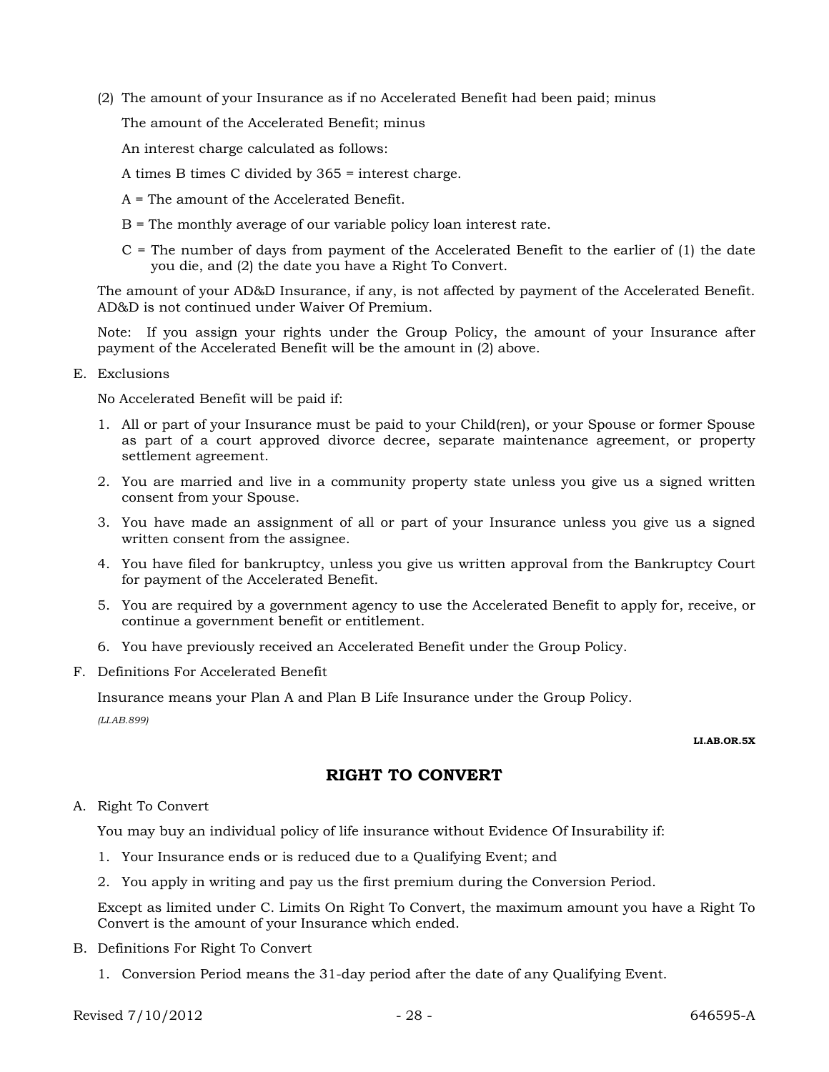(2) The amount of your Insurance as if no Accelerated Benefit had been paid; minus

The amount of the Accelerated Benefit; minus

An interest charge calculated as follows:

A times B times C divided by 365 = interest charge.

A = The amount of the Accelerated Benefit.

B = The monthly average of our variable policy loan interest rate.

C = The number of days from payment of the Accelerated Benefit to the earlier of (1) the date you die, and (2) the date you have a Right To Convert.

The amount of your AD&D Insurance, if any, is not affected by payment of the Accelerated Benefit. AD&D is not continued under Waiver Of Premium.

Note: If you assign your rights under the Group Policy, the amount of your Insurance after payment of the Accelerated Benefit will be the amount in (2) above.

E. Exclusions

No Accelerated Benefit will be paid if:

1. All or part of your Insurance must be paid to your Child(ren), or your Spouse or former Spouse as part of a court approved divorce decree, separate maintenance agreement, or property settlement agreement.
2. You are married and live in a community property state unless you give us a signed written consent from your Spouse.
3. You have made an assignment of all or part of your Insurance unless you give us a signed written consent from the assignee.
4. You have filed for bankruptcy, unless you give us written approval from the Bankruptcy Court for payment of the Accelerated Benefit.
5. You are required by a government agency to use the Accelerated Benefit to apply for, receive, or continue a government benefit or entitlement.
6. You have previously received an Accelerated Benefit under the Group Policy.

F. Definitions For Accelerated Benefit

Insurance means your Plan A and Plan B Life Insurance under the Group Policy.

*(LI.AB.899)*

**LI.AB.OR.5X**

## RIGHT TO CONVERT

A. Right To Convert

You may buy an individual policy of life insurance without Evidence Of Insurability if:

1. Your Insurance ends or is reduced due to a Qualifying Event; and
2. You apply in writing and pay us the first premium during the Conversion Period.

Except as limited under C. Limits On Right To Convert, the maximum amount you have a Right To Convert is the amount of your Insurance which ended.

B. Definitions For Right To Convert

1. Conversion Period means the 31-day period after the date of any Qualifying Event.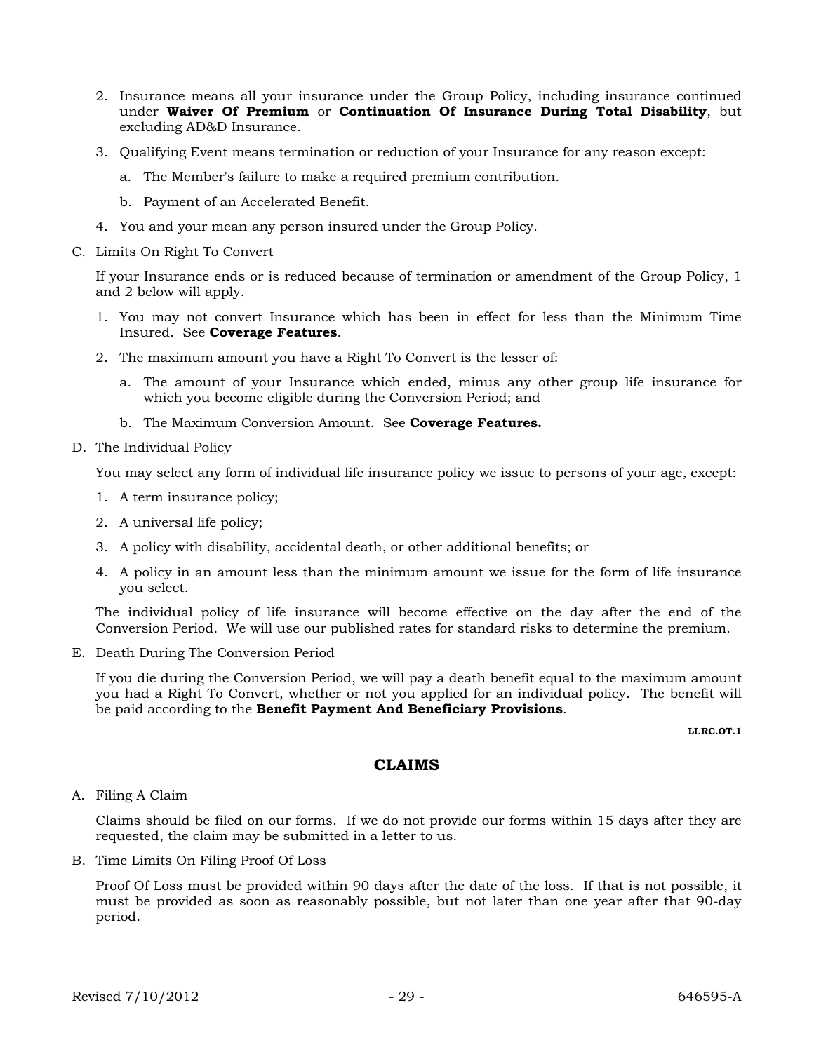2. Insurance means all your insurance under the Group Policy, including insurance continued under **Waiver Of Premium** or **Continuation Of Insurance During Total Disability**, but excluding AD&D Insurance.

3. Qualifying Event means termination or reduction of your Insurance for any reason except:

   a. The Member's failure to make a required premium contribution.

   b. Payment of an Accelerated Benefit.

4. You and your mean any person insured under the Group Policy.

C. Limits On Right To Convert

If your Insurance ends or is reduced because of termination or amendment of the Group Policy, 1 and 2 below will apply.

1. You may not convert Insurance which has been in effect for less than the Minimum Time Insured. See **Coverage Features**.

2. The maximum amount you have a Right To Convert is the lesser of:

   a. The amount of your Insurance which ended, minus any other group life insurance for which you become eligible during the Conversion Period; and

   b. The Maximum Conversion Amount. See **Coverage Features.**

D. The Individual Policy

You may select any form of individual life insurance policy we issue to persons of your age, except:

1. A term insurance policy;

2. A universal life policy;

3. A policy with disability, accidental death, or other additional benefits; or

4. A policy in an amount less than the minimum amount we issue for the form of life insurance you select.

The individual policy of life insurance will become effective on the day after the end of the Conversion Period. We will use our published rates for standard risks to determine the premium.

E. Death During The Conversion Period

If you die during the Conversion Period, we will pay a death benefit equal to the maximum amount you had a Right To Convert, whether or not you applied for an individual policy. The benefit will be paid according to the **Benefit Payment And Beneficiary Provisions**.

**LI.RC.OT.1**

## CLAIMS

A. Filing A Claim

Claims should be filed on our forms. If we do not provide our forms within 15 days after they are requested, the claim may be submitted in a letter to us.

B. Time Limits On Filing Proof Of Loss

Proof Of Loss must be provided within 90 days after the date of the loss. If that is not possible, it must be provided as soon as reasonably possible, but not later than one year after that 90-day period.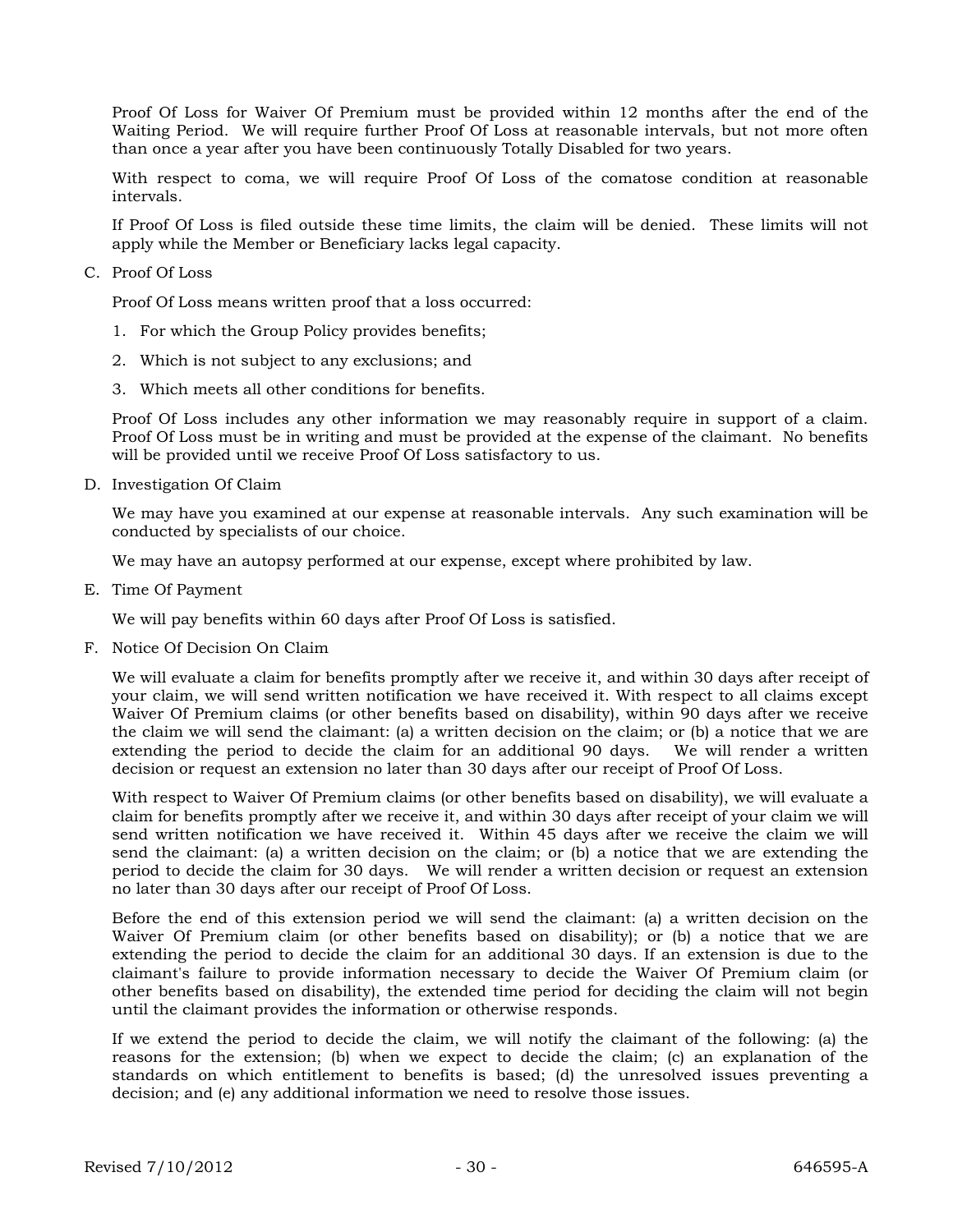Proof Of Loss for Waiver Of Premium must be provided within 12 months after the end of the Waiting Period. We will require further Proof Of Loss at reasonable intervals, but not more often than once a year after you have been continuously Totally Disabled for two years.

With respect to coma, we will require Proof Of Loss of the comatose condition at reasonable intervals.

If Proof Of Loss is filed outside these time limits, the claim will be denied. These limits will not apply while the Member or Beneficiary lacks legal capacity.

C. Proof Of Loss

Proof Of Loss means written proof that a loss occurred:

1. For which the Group Policy provides benefits;
2. Which is not subject to any exclusions; and
3. Which meets all other conditions for benefits.

Proof Of Loss includes any other information we may reasonably require in support of a claim. Proof Of Loss must be in writing and must be provided at the expense of the claimant. No benefits will be provided until we receive Proof Of Loss satisfactory to us.

D. Investigation Of Claim

We may have you examined at our expense at reasonable intervals. Any such examination will be conducted by specialists of our choice.

We may have an autopsy performed at our expense, except where prohibited by law.

E. Time Of Payment

We will pay benefits within 60 days after Proof Of Loss is satisfied.

F. Notice Of Decision On Claim

We will evaluate a claim for benefits promptly after we receive it, and within 30 days after receipt of your claim, we will send written notification we have received it. With respect to all claims except Waiver Of Premium claims (or other benefits based on disability), within 90 days after we receive the claim we will send the claimant: (a) a written decision on the claim; or (b) a notice that we are extending the period to decide the claim for an additional 90 days. We will render a written decision or request an extension no later than 30 days after our receipt of Proof Of Loss.

With respect to Waiver Of Premium claims (or other benefits based on disability), we will evaluate a claim for benefits promptly after we receive it, and within 30 days after receipt of your claim we will send written notification we have received it. Within 45 days after we receive the claim we will send the claimant: (a) a written decision on the claim; or (b) a notice that we are extending the period to decide the claim for 30 days. We will render a written decision or request an extension no later than 30 days after our receipt of Proof Of Loss.

Before the end of this extension period we will send the claimant: (a) a written decision on the Waiver Of Premium claim (or other benefits based on disability); or (b) a notice that we are extending the period to decide the claim for an additional 30 days. If an extension is due to the claimant's failure to provide information necessary to decide the Waiver Of Premium claim (or other benefits based on disability), the extended time period for deciding the claim will not begin until the claimant provides the information or otherwise responds.

If we extend the period to decide the claim, we will notify the claimant of the following: (a) the reasons for the extension; (b) when we expect to decide the claim; (c) an explanation of the standards on which entitlement to benefits is based; (d) the unresolved issues preventing a decision; and (e) any additional information we need to resolve those issues.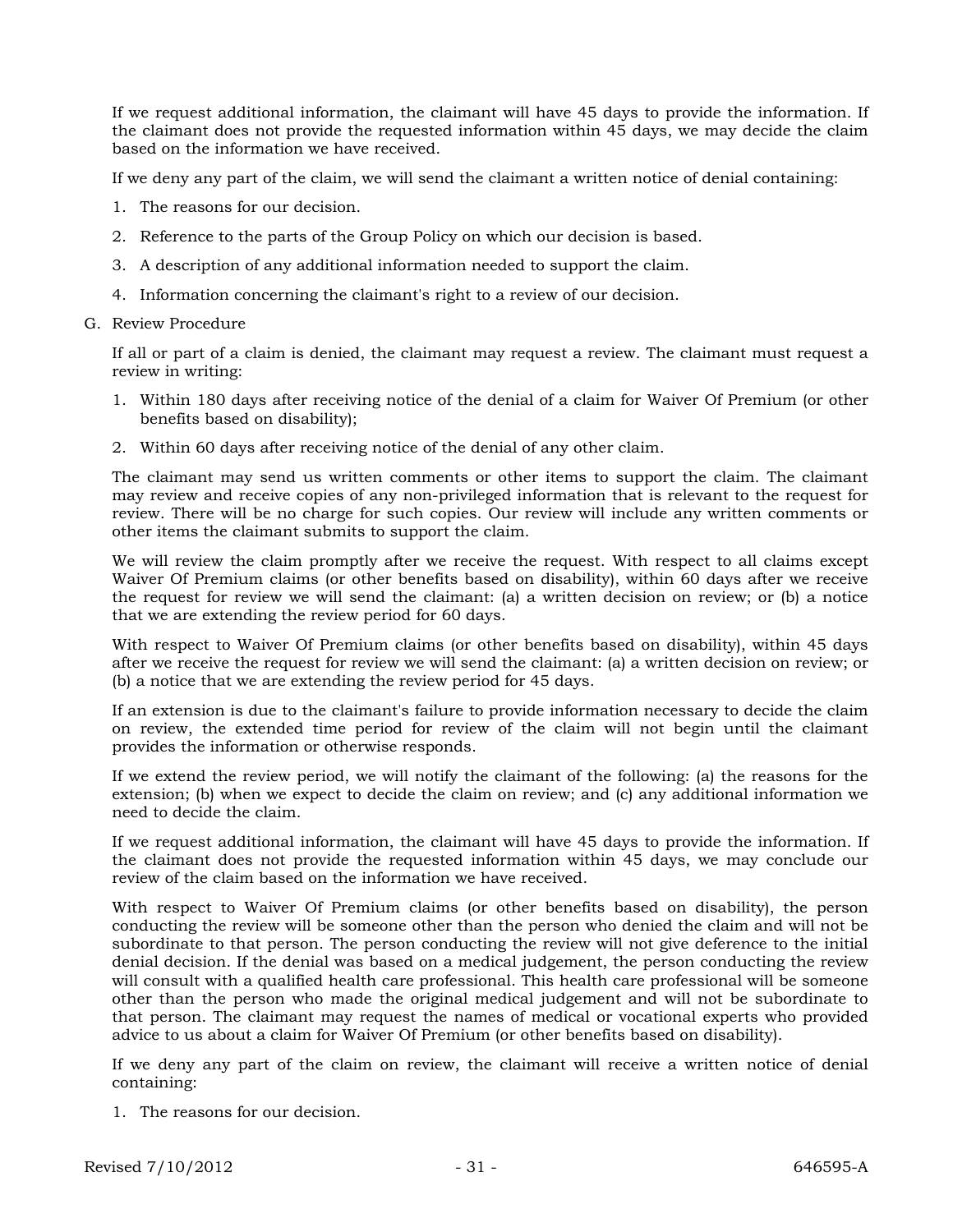If we request additional information, the claimant will have 45 days to provide the information. If the claimant does not provide the requested information within 45 days, we may decide the claim based on the information we have received.

If we deny any part of the claim, we will send the claimant a written notice of denial containing:

1. The reasons for our decision.
2. Reference to the parts of the Group Policy on which our decision is based.
3. A description of any additional information needed to support the claim.
4. Information concerning the claimant's right to a review of our decision.

G. Review Procedure

If all or part of a claim is denied, the claimant may request a review. The claimant must request a review in writing:

1. Within 180 days after receiving notice of the denial of a claim for Waiver Of Premium (or other benefits based on disability);
2. Within 60 days after receiving notice of the denial of any other claim.

The claimant may send us written comments or other items to support the claim. The claimant may review and receive copies of any non-privileged information that is relevant to the request for review. There will be no charge for such copies. Our review will include any written comments or other items the claimant submits to support the claim.

We will review the claim promptly after we receive the request. With respect to all claims except Waiver Of Premium claims (or other benefits based on disability), within 60 days after we receive the request for review we will send the claimant: (a) a written decision on review; or (b) a notice that we are extending the review period for 60 days.

With respect to Waiver Of Premium claims (or other benefits based on disability), within 45 days after we receive the request for review we will send the claimant: (a) a written decision on review; or (b) a notice that we are extending the review period for 45 days.

If an extension is due to the claimant's failure to provide information necessary to decide the claim on review, the extended time period for review of the claim will not begin until the claimant provides the information or otherwise responds.

If we extend the review period, we will notify the claimant of the following: (a) the reasons for the extension; (b) when we expect to decide the claim on review; and (c) any additional information we need to decide the claim.

If we request additional information, the claimant will have 45 days to provide the information. If the claimant does not provide the requested information within 45 days, we may conclude our review of the claim based on the information we have received.

With respect to Waiver Of Premium claims (or other benefits based on disability), the person conducting the review will be someone other than the person who denied the claim and will not be subordinate to that person. The person conducting the review will not give deference to the initial denial decision. If the denial was based on a medical judgement, the person conducting the review will consult with a qualified health care professional. This health care professional will be someone other than the person who made the original medical judgement and will not be subordinate to that person. The claimant may request the names of medical or vocational experts who provided advice to us about a claim for Waiver Of Premium (or other benefits based on disability).

If we deny any part of the claim on review, the claimant will receive a written notice of denial containing:

1. The reasons for our decision.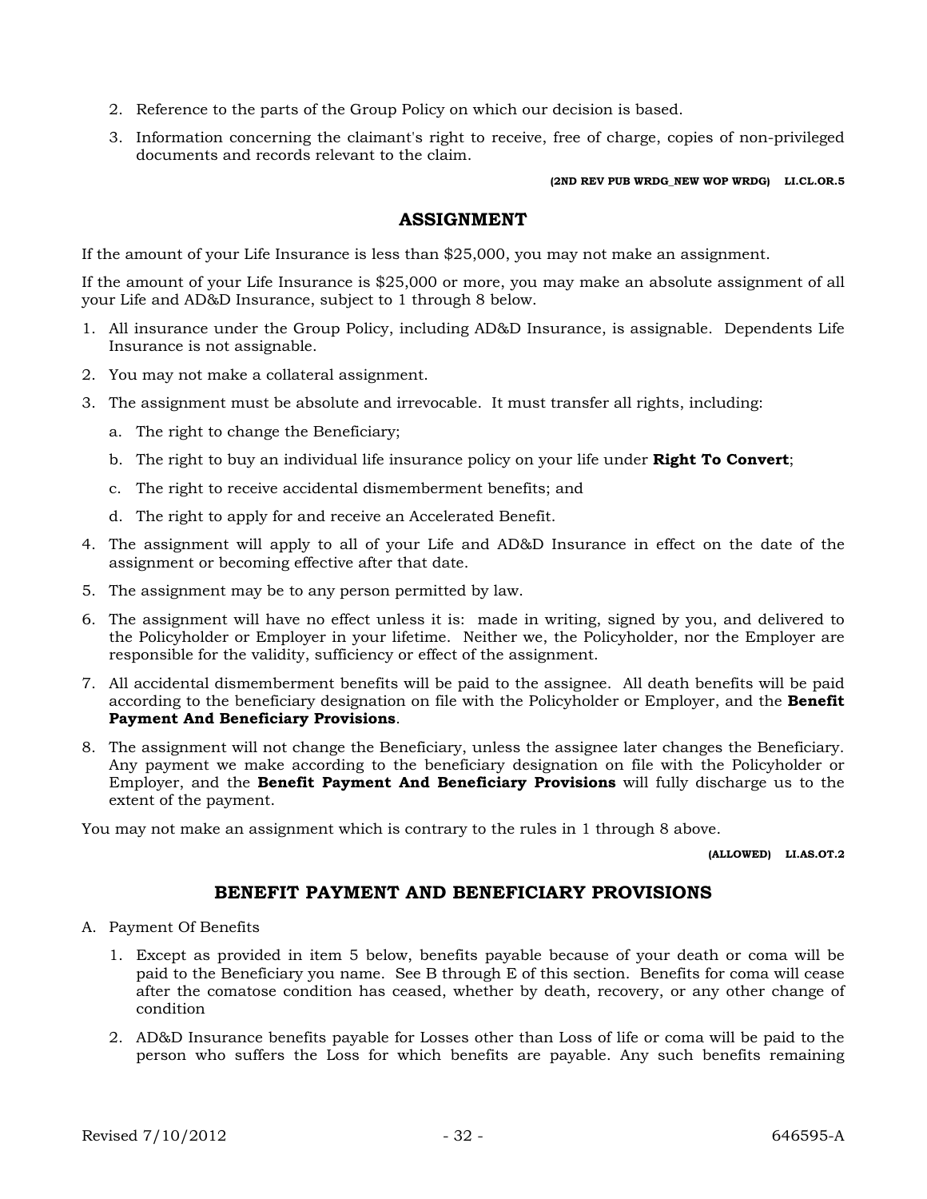2. Reference to the parts of the Group Policy on which our decision is based.
3. Information concerning the claimant's right to receive, free of charge, copies of non-privileged documents and records relevant to the claim.

**(2ND REV PUB WRDG_NEW WOP WRDG) LI.CL.OR.5**

## ASSIGNMENT

If the amount of your Life Insurance is less than $25,000, you may not make an assignment.

If the amount of your Life Insurance is $25,000 or more, you may make an absolute assignment of all your Life and AD&D Insurance, subject to 1 through 8 below.

1. All insurance under the Group Policy, including AD&D Insurance, is assignable. Dependents Life Insurance is not assignable.
2. You may not make a collateral assignment.
3. The assignment must be absolute and irrevocable. It must transfer all rights, including:
   a. The right to change the Beneficiary;
   b. The right to buy an individual life insurance policy on your life under **Right To Convert**;
   c. The right to receive accidental dismemberment benefits; and
   d. The right to apply for and receive an Accelerated Benefit.
4. The assignment will apply to all of your Life and AD&D Insurance in effect on the date of the assignment or becoming effective after that date.
5. The assignment may be to any person permitted by law.
6. The assignment will have no effect unless it is: made in writing, signed by you, and delivered to the Policyholder or Employer in your lifetime. Neither we, the Policyholder, nor the Employer are responsible for the validity, sufficiency or effect of the assignment.
7. All accidental dismemberment benefits will be paid to the assignee. All death benefits will be paid according to the beneficiary designation on file with the Policyholder or Employer, and the **Benefit Payment And Beneficiary Provisions**.
8. The assignment will not change the Beneficiary, unless the assignee later changes the Beneficiary. Any payment we make according to the beneficiary designation on file with the Policyholder or Employer, and the **Benefit Payment And Beneficiary Provisions** will fully discharge us to the extent of the payment.

You may not make an assignment which is contrary to the rules in 1 through 8 above.

**(ALLOWED) LI.AS.OT.2**

## BENEFIT PAYMENT AND BENEFICIARY PROVISIONS

A. Payment Of Benefits

1. Except as provided in item 5 below, benefits payable because of your death or coma will be paid to the Beneficiary you name. See B through E of this section. Benefits for coma will cease after the comatose condition has ceased, whether by death, recovery, or any other change of condition
2. AD&D Insurance benefits payable for Losses other than Loss of life or coma will be paid to the person who suffers the Loss for which benefits are payable. Any such benefits remaining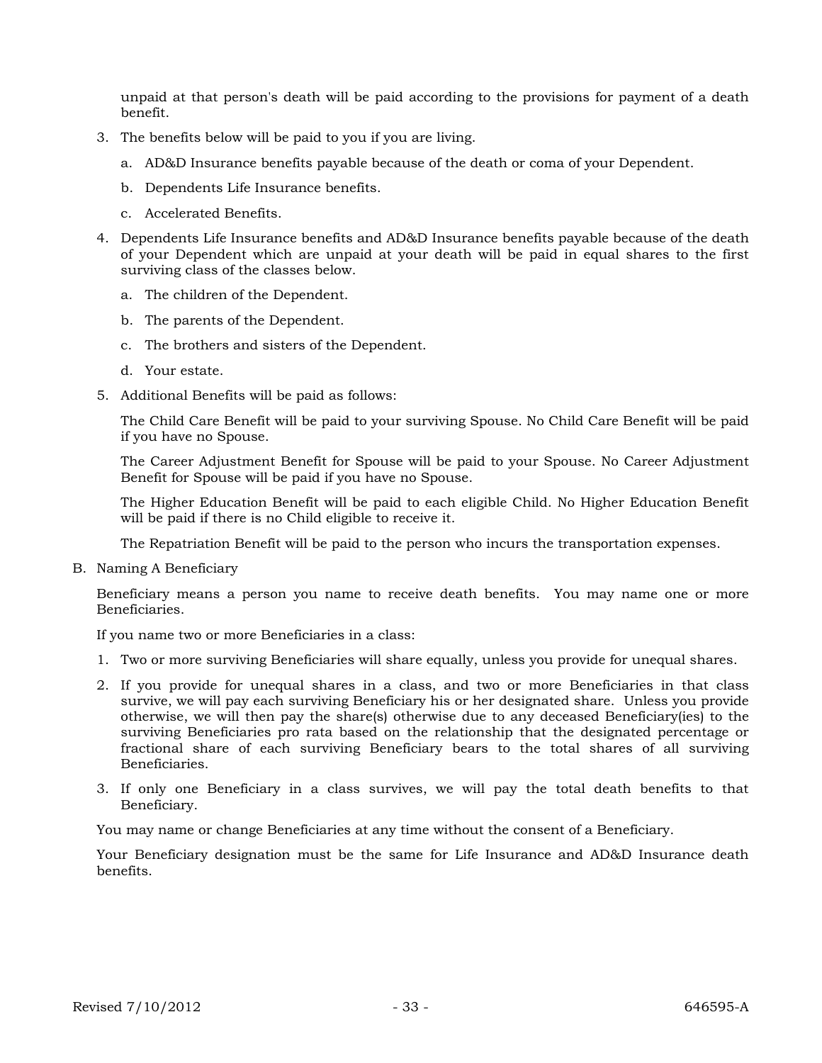unpaid at that person's death will be paid according to the provisions for payment of a death benefit.

3. The benefits below will be paid to you if you are living.

   a. AD&D Insurance benefits payable because of the death or coma of your Dependent.

   b. Dependents Life Insurance benefits.

   c. Accelerated Benefits.

4. Dependents Life Insurance benefits and AD&D Insurance benefits payable because of the death of your Dependent which are unpaid at your death will be paid in equal shares to the first surviving class of the classes below.

   a. The children of the Dependent.

   b. The parents of the Dependent.

   c. The brothers and sisters of the Dependent.

   d. Your estate.

5. Additional Benefits will be paid as follows:

   The Child Care Benefit will be paid to your surviving Spouse. No Child Care Benefit will be paid if you have no Spouse.

   The Career Adjustment Benefit for Spouse will be paid to your Spouse. No Career Adjustment Benefit for Spouse will be paid if you have no Spouse.

   The Higher Education Benefit will be paid to each eligible Child. No Higher Education Benefit will be paid if there is no Child eligible to receive it.

   The Repatriation Benefit will be paid to the person who incurs the transportation expenses.

B. Naming A Beneficiary

Beneficiary means a person you name to receive death benefits. You may name one or more Beneficiaries.

If you name two or more Beneficiaries in a class:

1. Two or more surviving Beneficiaries will share equally, unless you provide for unequal shares.

2. If you provide for unequal shares in a class, and two or more Beneficiaries in that class survive, we will pay each surviving Beneficiary his or her designated share. Unless you provide otherwise, we will then pay the share(s) otherwise due to any deceased Beneficiary(ies) to the surviving Beneficiaries pro rata based on the relationship that the designated percentage or fractional share of each surviving Beneficiary bears to the total shares of all surviving Beneficiaries.

3. If only one Beneficiary in a class survives, we will pay the total death benefits to that Beneficiary.

You may name or change Beneficiaries at any time without the consent of a Beneficiary.

Your Beneficiary designation must be the same for Life Insurance and AD&D Insurance death benefits.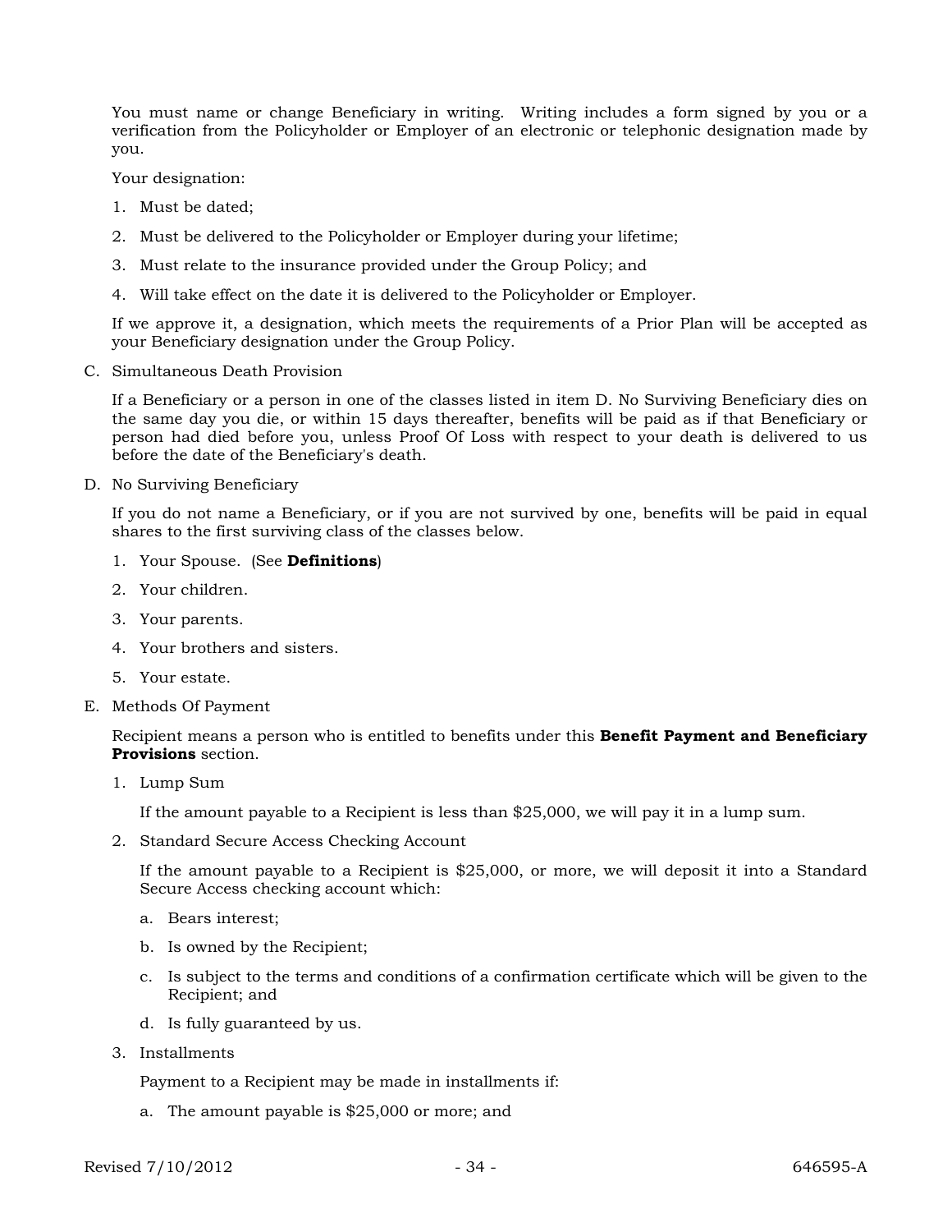You must name or change Beneficiary in writing. Writing includes a form signed by you or a verification from the Policyholder or Employer of an electronic or telephonic designation made by you.

Your designation:

1. Must be dated;
2. Must be delivered to the Policyholder or Employer during your lifetime;
3. Must relate to the insurance provided under the Group Policy; and
4. Will take effect on the date it is delivered to the Policyholder or Employer.

If we approve it, a designation, which meets the requirements of a Prior Plan will be accepted as your Beneficiary designation under the Group Policy.

C. Simultaneous Death Provision

If a Beneficiary or a person in one of the classes listed in item D. No Surviving Beneficiary dies on the same day you die, or within 15 days thereafter, benefits will be paid as if that Beneficiary or person had died before you, unless Proof Of Loss with respect to your death is delivered to us before the date of the Beneficiary's death.

D. No Surviving Beneficiary

If you do not name a Beneficiary, or if you are not survived by one, benefits will be paid in equal shares to the first surviving class of the classes below.

1. Your Spouse. (See **Definitions**)
2. Your children.
3. Your parents.
4. Your brothers and sisters.
5. Your estate.

E. Methods Of Payment

Recipient means a person who is entitled to benefits under this **Benefit Payment and Beneficiary Provisions** section.

1. Lump Sum

   If the amount payable to a Recipient is less than $25,000, we will pay it in a lump sum.

2. Standard Secure Access Checking Account

   If the amount payable to a Recipient is $25,000, or more, we will deposit it into a Standard Secure Access checking account which:

   a. Bears interest;
   b. Is owned by the Recipient;
   c. Is subject to the terms and conditions of a confirmation certificate which will be given to the Recipient; and
   d. Is fully guaranteed by us.

3. Installments

   Payment to a Recipient may be made in installments if:

   a. The amount payable is $25,000 or more; and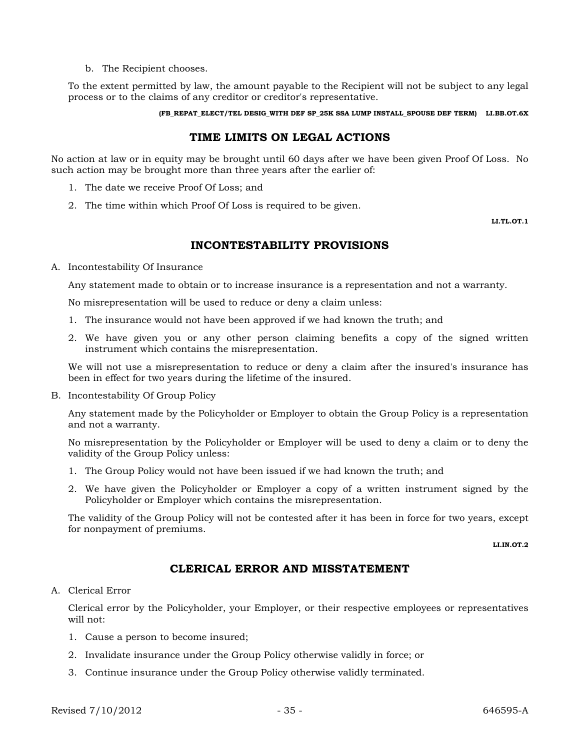b. The Recipient chooses.

To the extent permitted by law, the amount payable to the Recipient will not be subject to any legal process or to the claims of any creditor or creditor's representative.

**(FB_REPAT_ELECT/TEL DESIG_WITH DEF SP_25K SSA LUMP INSTALL_SPOUSE DEF TERM) LI.BB.OT.6X**

## TIME LIMITS ON LEGAL ACTIONS

No action at law or in equity may be brought until 60 days after we have been given Proof Of Loss. No such action may be brought more than three years after the earlier of:

1. The date we receive Proof Of Loss; and
2. The time within which Proof Of Loss is required to be given.

**LI.TL.OT.1**

## INCONTESTABILITY PROVISIONS

A. Incontestability Of Insurance

Any statement made to obtain or to increase insurance is a representation and not a warranty.

No misrepresentation will be used to reduce or deny a claim unless:

1. The insurance would not have been approved if we had known the truth; and
2. We have given you or any other person claiming benefits a copy of the signed written instrument which contains the misrepresentation.

We will not use a misrepresentation to reduce or deny a claim after the insured's insurance has been in effect for two years during the lifetime of the insured.

B. Incontestability Of Group Policy

Any statement made by the Policyholder or Employer to obtain the Group Policy is a representation and not a warranty.

No misrepresentation by the Policyholder or Employer will be used to deny a claim or to deny the validity of the Group Policy unless:

1. The Group Policy would not have been issued if we had known the truth; and
2. We have given the Policyholder or Employer a copy of a written instrument signed by the Policyholder or Employer which contains the misrepresentation.

The validity of the Group Policy will not be contested after it has been in force for two years, except for nonpayment of premiums.

**LI.IN.OT.2**

## CLERICAL ERROR AND MISSTATEMENT

A. Clerical Error

Clerical error by the Policyholder, your Employer, or their respective employees or representatives will not:

1. Cause a person to become insured;
2. Invalidate insurance under the Group Policy otherwise validly in force; or
3. Continue insurance under the Group Policy otherwise validly terminated.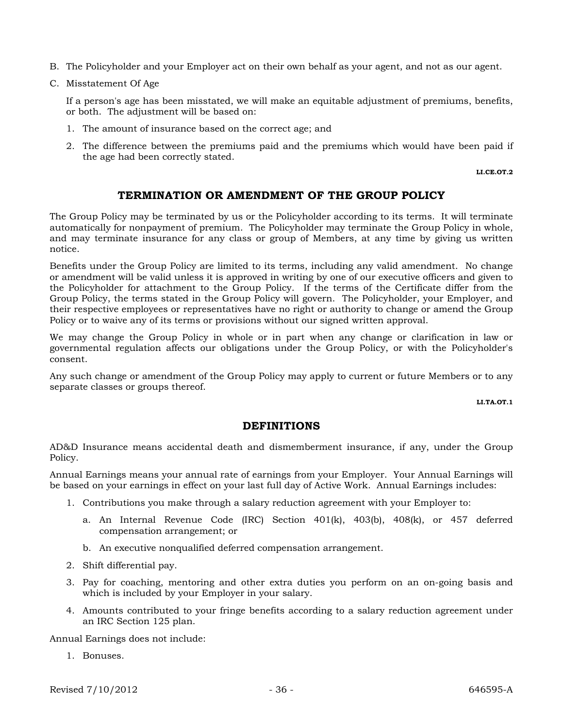B. The Policyholder and your Employer act on their own behalf as your agent, and not as our agent.

C. Misstatement Of Age

   If a person's age has been misstated, we will make an equitable adjustment of premiums, benefits, or both. The adjustment will be based on:

   1. The amount of insurance based on the correct age; and

   2. The difference between the premiums paid and the premiums which would have been paid if the age had been correctly stated.

**LI.CE.OT.2**

## TERMINATION OR AMENDMENT OF THE GROUP POLICY

The Group Policy may be terminated by us or the Policyholder according to its terms. It will terminate automatically for nonpayment of premium. The Policyholder may terminate the Group Policy in whole, and may terminate insurance for any class or group of Members, at any time by giving us written notice.

Benefits under the Group Policy are limited to its terms, including any valid amendment. No change or amendment will be valid unless it is approved in writing by one of our executive officers and given to the Policyholder for attachment to the Group Policy. If the terms of the Certificate differ from the Group Policy, the terms stated in the Group Policy will govern. The Policyholder, your Employer, and their respective employees or representatives have no right or authority to change or amend the Group Policy or to waive any of its terms or provisions without our signed written approval.

We may change the Group Policy in whole or in part when any change or clarification in law or governmental regulation affects our obligations under the Group Policy, or with the Policyholder's consent.

Any such change or amendment of the Group Policy may apply to current or future Members or to any separate classes or groups thereof.

**LI.TA.OT.1**

## DEFINITIONS

AD&D Insurance means accidental death and dismemberment insurance, if any, under the Group Policy.

Annual Earnings means your annual rate of earnings from your Employer. Your Annual Earnings will be based on your earnings in effect on your last full day of Active Work. Annual Earnings includes:

1. Contributions you make through a salary reduction agreement with your Employer to:

   a. An Internal Revenue Code (IRC) Section 401(k), 403(b), 408(k), or 457 deferred compensation arrangement; or

   b. An executive nonqualified deferred compensation arrangement.

2. Shift differential pay.

3. Pay for coaching, mentoring and other extra duties you perform on an on-going basis and which is included by your Employer in your salary.

4. Amounts contributed to your fringe benefits according to a salary reduction agreement under an IRC Section 125 plan.

Annual Earnings does not include:

1. Bonuses.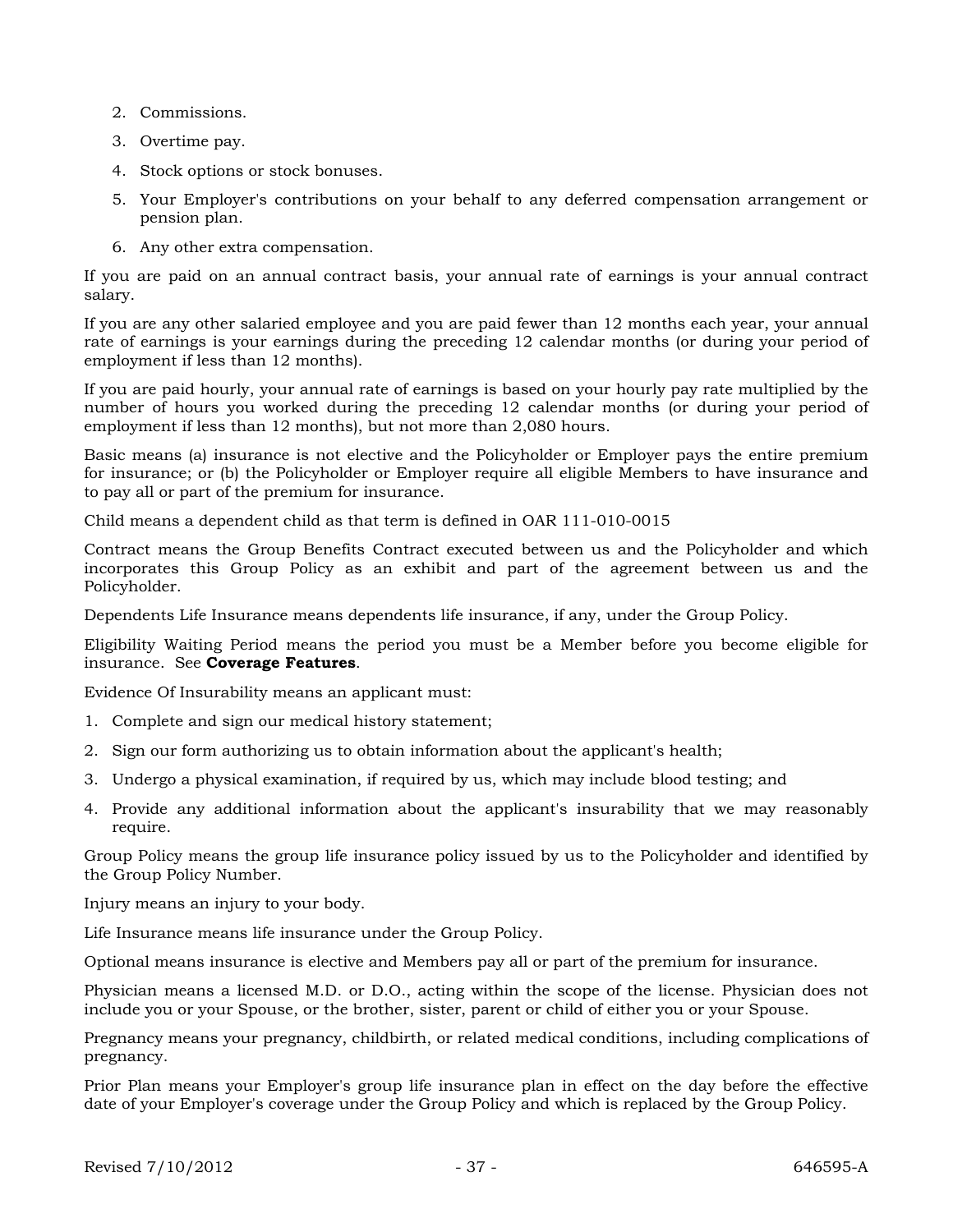2. Commissions.
3. Overtime pay.
4. Stock options or stock bonuses.
5. Your Employer's contributions on your behalf to any deferred compensation arrangement or pension plan.
6. Any other extra compensation.

If you are paid on an annual contract basis, your annual rate of earnings is your annual contract salary.

If you are any other salaried employee and you are paid fewer than 12 months each year, your annual rate of earnings is your earnings during the preceding 12 calendar months (or during your period of employment if less than 12 months).

If you are paid hourly, your annual rate of earnings is based on your hourly pay rate multiplied by the number of hours you worked during the preceding 12 calendar months (or during your period of employment if less than 12 months), but not more than 2,080 hours.

Basic means (a) insurance is not elective and the Policyholder or Employer pays the entire premium for insurance; or (b) the Policyholder or Employer require all eligible Members to have insurance and to pay all or part of the premium for insurance.

Child means a dependent child as that term is defined in OAR 111-010-0015

Contract means the Group Benefits Contract executed between us and the Policyholder and which incorporates this Group Policy as an exhibit and part of the agreement between us and the Policyholder.

Dependents Life Insurance means dependents life insurance, if any, under the Group Policy.

Eligibility Waiting Period means the period you must be a Member before you become eligible for insurance. See **Coverage Features**.

Evidence Of Insurability means an applicant must:

1. Complete and sign our medical history statement;
2. Sign our form authorizing us to obtain information about the applicant's health;
3. Undergo a physical examination, if required by us, which may include blood testing; and
4. Provide any additional information about the applicant's insurability that we may reasonably require.

Group Policy means the group life insurance policy issued by us to the Policyholder and identified by the Group Policy Number.

Injury means an injury to your body.

Life Insurance means life insurance under the Group Policy.

Optional means insurance is elective and Members pay all or part of the premium for insurance.

Physician means a licensed M.D. or D.O., acting within the scope of the license. Physician does not include you or your Spouse, or the brother, sister, parent or child of either you or your Spouse.

Pregnancy means your pregnancy, childbirth, or related medical conditions, including complications of pregnancy.

Prior Plan means your Employer's group life insurance plan in effect on the day before the effective date of your Employer's coverage under the Group Policy and which is replaced by the Group Policy.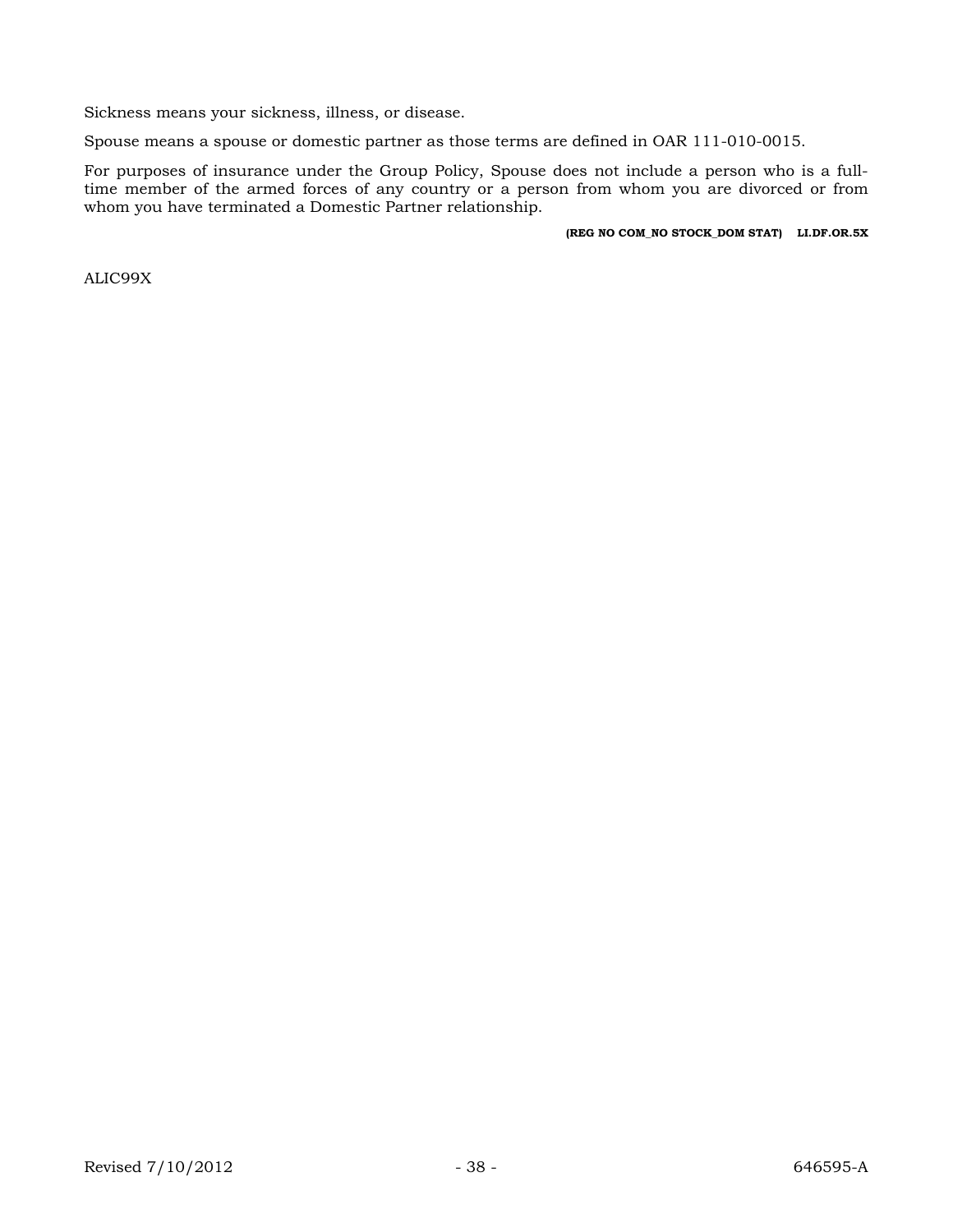Sickness means your sickness, illness, or disease.

Spouse means a spouse or domestic partner as those terms are defined in OAR 111-010-0015.

For purposes of insurance under the Group Policy, Spouse does not include a person who is a full-time member of the armed forces of any country or a person from whom you are divorced or from whom you have terminated a Domestic Partner relationship.

**(REG NO COM_NO STOCK_DOM STAT) LI.DF.OR.5X**

ALIC99X